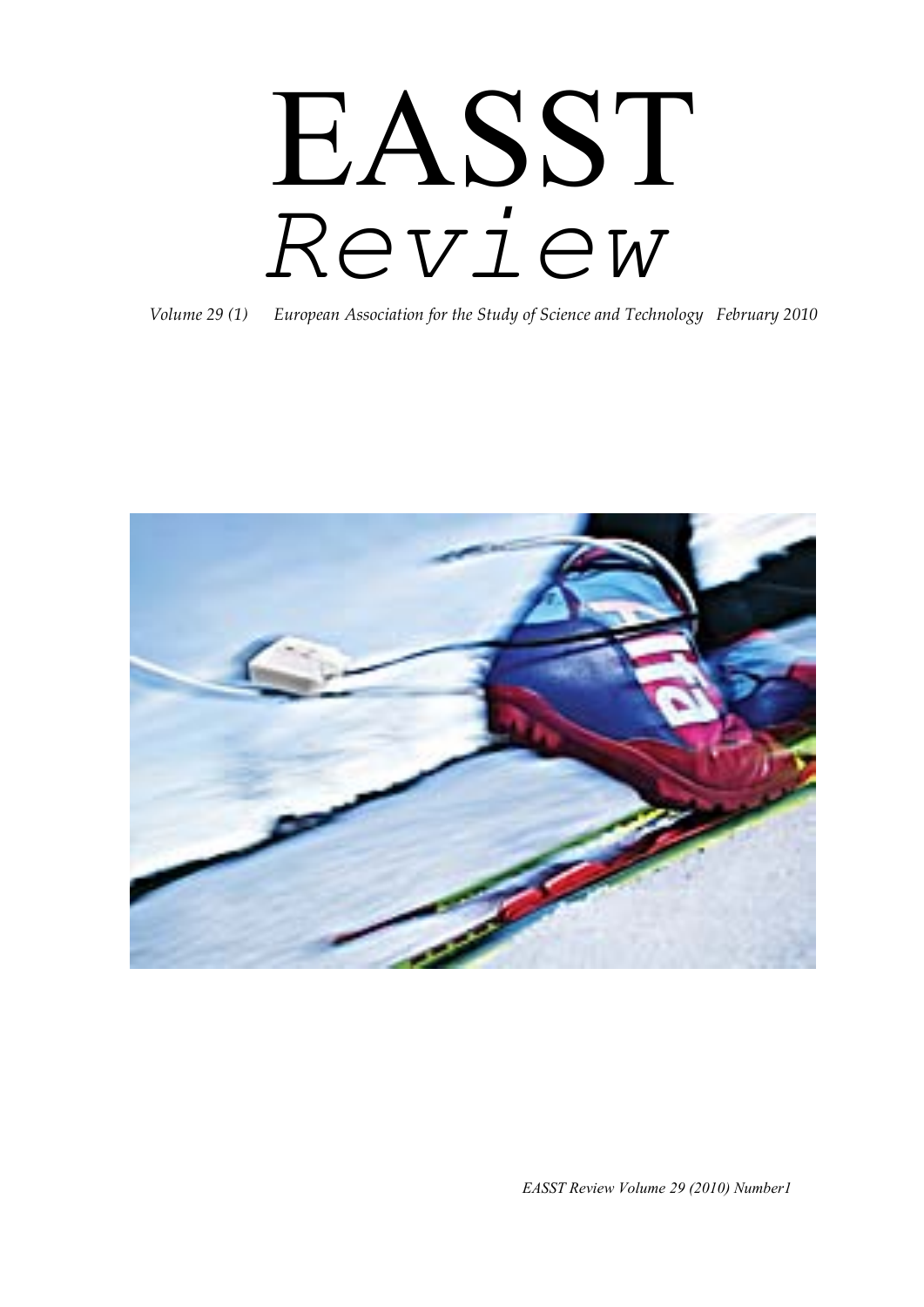# EASST
## *Review*

*Volume 29 (1) European Association for the Study of Science and Technology February 2010*

*EASST Review Volume 29 (2010) Number1*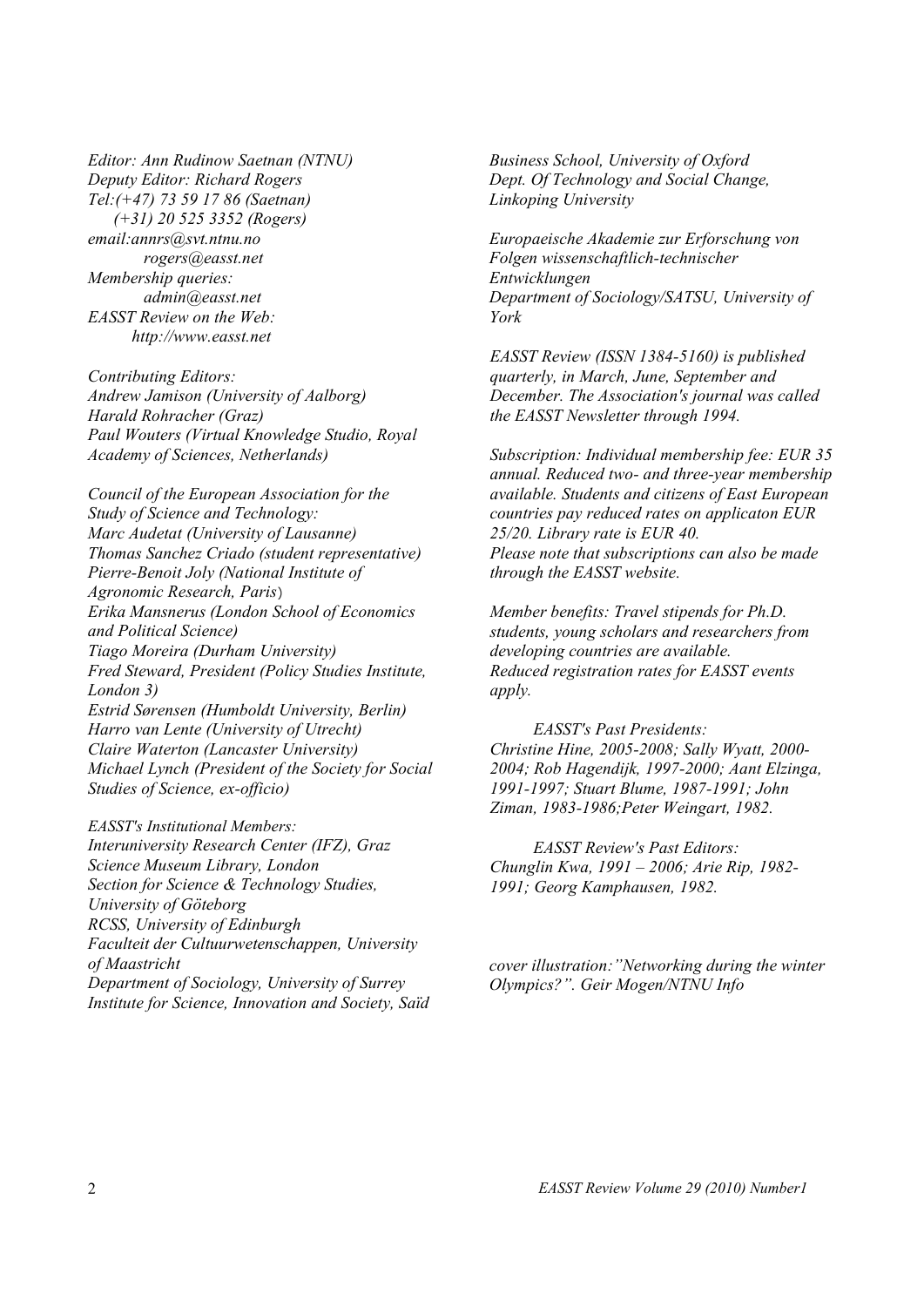*Editor: Ann Rudinow Saetnan (NTNU)*
*Deputy Editor: Richard Rogers*
*Tel:(+47) 73 59 17 86 (Saetnan)*
*(+31) 20 525 3352 (Rogers)*
*email:annrs@svt.ntnu.no*
*rogers@easst.net*
*Membership queries:*
*admin@easst.net*
*EASST Review on the Web:*
*http://www.easst.net*

*Contributing Editors:*
*Andrew Jamison (University of Aalborg)*
*Harald Rohracher (Graz)*
*Paul Wouters (Virtual Knowledge Studio, Royal Academy of Sciences, Netherlands)*

*Council of the European Association for the Study of Science and Technology:*
*Marc Audetat (University of Lausanne)*
*Thomas Sanchez Criado (student representative)*
*Pierre-Benoit Joly (National Institute of Agronomic Research, Paris)*
*Erika Mansnerus (London School of Economics and Political Science)*
*Tiago Moreira (Durham University)*
*Fred Steward, President (Policy Studies Institute, London 3)*
*Estrid Sørensen (Humboldt University, Berlin)*
*Harro van Lente (University of Utrecht)*
*Claire Waterton (Lancaster University)*
*Michael Lynch (President of the Society for Social Studies of Science, ex-officio)*

*EASST's Institutional Members:*
*Interuniversity Research Center (IFZ), Graz*
*Science Museum Library, London*
*Section for Science & Technology Studies, University of Göteborg*
*RCSS, University of Edinburgh*
*Faculteit der Cultuurwetenschappen, University of Maastricht*
*Department of Sociology, University of Surrey*
*Institute for Science, Innovation and Society, Saïd Business School, University of Oxford*
*Dept. Of Technology and Social Change, Linkoping University*

*Europaeische Akademie zur Erforschung von Folgen wissenschaftlich-technischer Entwicklungen*
*Department of Sociology/SATSU, University of York*

*EASST Review (ISSN 1384-5160) is published quarterly, in March, June, September and December. The Association's journal was called the EASST Newsletter through 1994.*

*Subscription: Individual membership fee: EUR 35 annual. Reduced two- and three-year membership available. Students and citizens of East European countries pay reduced rates on applicaton EUR 25/20. Library rate is EUR 40.*
*Please note that subscriptions can also be made through the EASST website.*

*Member benefits: Travel stipends for Ph.D. students, young scholars and researchers from developing countries are available.*
*Reduced registration rates for EASST events apply.*

*EASST's Past Presidents:*
*Christine Hine, 2005-2008; Sally Wyatt, 2000-2004; Rob Hagendijk, 1997-2000; Aant Elzinga, 1991-1997; Stuart Blume, 1987-1991; John Ziman, 1983-1986;Peter Weingart, 1982.*

*EASST Review's Past Editors:*
*Chunglin Kwa, 1991 – 2006; Arie Rip, 1982-1991; Georg Kamphausen, 1982.*

*cover illustration:"Networking during the winter Olympics?". Geir Mogen/NTNU Info*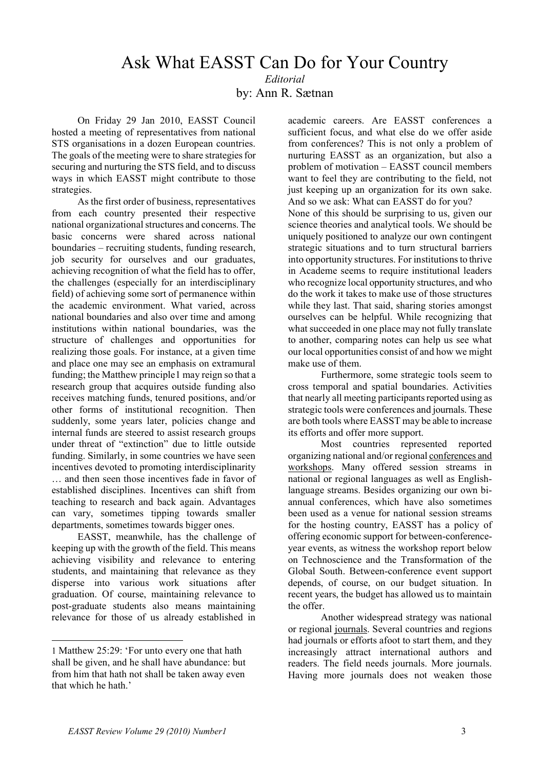# Ask What EASST Can Do for Your Country

*Editorial*

by: Ann R. Sætnan

On Friday 29 Jan 2010, EASST Council hosted a meeting of representatives from national STS organisations in a dozen European countries. The goals of the meeting were to share strategies for securing and nurturing the STS field, and to discuss ways in which EASST might contribute to those strategies.

As the first order of business, representatives from each country presented their respective national organizational structures and concerns. The basic concerns were shared across national boundaries – recruiting students, funding research, job security for ourselves and our graduates, achieving recognition of what the field has to offer, the challenges (especially for an interdisciplinary field) of achieving some sort of permanence within the academic environment. What varied, across national boundaries and also over time and among institutions within national boundaries, was the structure of challenges and opportunities for realizing those goals. For instance, at a given time and place one may see an emphasis on extramural funding; the Matthew principle[1] may reign so that a research group that acquires outside funding also receives matching funds, tenured positions, and/or other forms of institutional recognition. Then suddenly, some years later, policies change and internal funds are steered to assist research groups under threat of "extinction" due to little outside funding. Similarly, in some countries we have seen incentives devoted to promoting interdisciplinarity … and then seen those incentives fade in favor of established disciplines. Incentives can shift from teaching to research and back again. Advantages can vary, sometimes tipping towards smaller departments, sometimes towards bigger ones.

EASST, meanwhile, has the challenge of keeping up with the growth of the field. This means achieving visibility and relevance to entering students, and maintaining that relevance as they disperse into various work situations after graduation. Of course, maintaining relevance to post-graduate students also means maintaining relevance for those of us already established in academic careers. Are EASST conferences a sufficient focus, and what else do we offer aside from conferences? This is not only a problem of nurturing EASST as an organization, but also a problem of motivation – EASST council members want to feel they are contributing to the field, not just keeping up an organization for its own sake. And so we ask: What can EASST do for you?

None of this should be surprising to us, given our science theories and analytical tools. We should be uniquely positioned to analyze our own contingent strategic situations and to turn structural barriers into opportunity structures. For institutions to thrive in Academe seems to require institutional leaders who recognize local opportunity structures, and who do the work it takes to make use of those structures while they last. That said, sharing stories amongst ourselves can be helpful. While recognizing that what succeeded in one place may not fully translate to another, comparing notes can help us see what our local opportunities consist of and how we might make use of them.

Furthermore, some strategic tools seem to cross temporal and spatial boundaries. Activities that nearly all meeting participants reported using as strategic tools were conferences and journals. These are both tools where EASST may be able to increase its efforts and offer more support.

Most countries represented reported organizing national and/or regional conferences and workshops. Many offered session streams in national or regional languages as well as English-language streams. Besides organizing our own bi-annual conferences, which have also sometimes been used as a venue for national session streams for the hosting country, EASST has a policy of offering economic support for between-conference-year events, as witness the workshop report below on Technoscience and the Transformation of the Global South. Between-conference event support depends, of course, on our budget situation. In recent years, the budget has allowed us to maintain the offer.

Another widespread strategy was national or regional journals. Several countries and regions had journals or efforts afoot to start them, and they increasingly attract international authors and readers. The field needs journals. More journals. Having more journals does not weaken those

---

[1] Matthew 25:29: 'For unto every one that hath shall be given, and he shall have abundance: but from him that hath not shall be taken away even that which he hath.'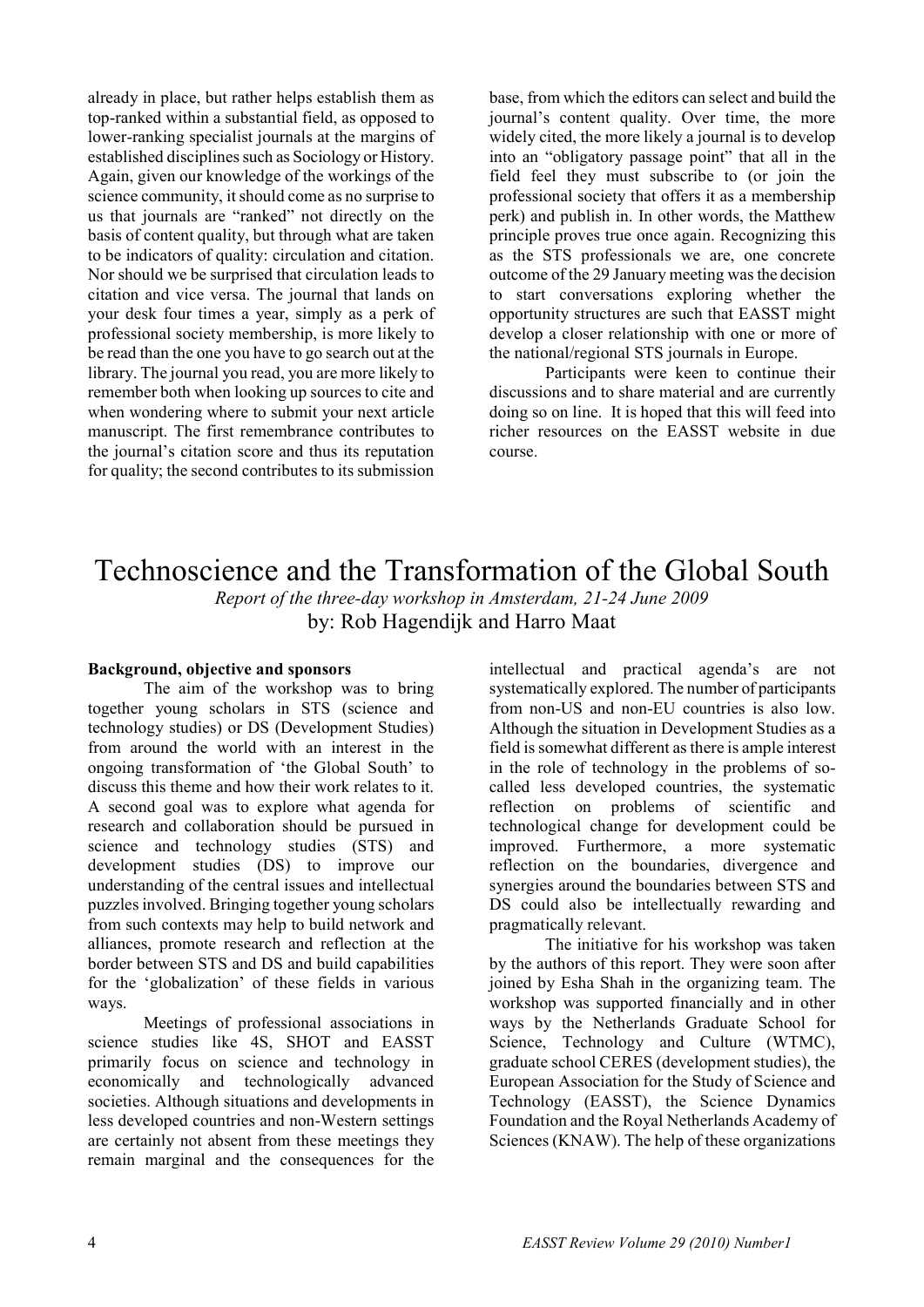already in place, but rather helps establish them as top-ranked within a substantial field, as opposed to lower-ranking specialist journals at the margins of established disciplines such as Sociology or History. Again, given our knowledge of the workings of the science community, it should come as no surprise to us that journals are "ranked" not directly on the basis of content quality, but through what are taken to be indicators of quality: circulation and citation. Nor should we be surprised that circulation leads to citation and vice versa. The journal that lands on your desk four times a year, simply as a perk of professional society membership, is more likely to be read than the one you have to go search out at the library. The journal you read, you are more likely to remember both when looking up sources to cite and when wondering where to submit your next article manuscript. The first remembrance contributes to the journal's citation score and thus its reputation for quality; the second contributes to its submission base, from which the editors can select and build the journal's content quality. Over time, the more widely cited, the more likely a journal is to develop into an "obligatory passage point" that all in the field feel they must subscribe to (or join the professional society that offers it as a membership perk) and publish in. In other words, the Matthew principle proves true once again. Recognizing this as the STS professionals we are, one concrete outcome of the 29 January meeting was the decision to start conversations exploring whether the opportunity structures are such that EASST might develop a closer relationship with one or more of the national/regional STS journals in Europe.

Participants were keen to continue their discussions and to share material and are currently doing so on line. It is hoped that this will feed into richer resources on the EASST website in due course.

# Technoscience and the Transformation of the Global South

*Report of the three-day workshop in Amsterdam, 21-24 June 2009*

by: Rob Hagendijk and Harro Maat

**Background, objective and sponsors**

The aim of the workshop was to bring together young scholars in STS (science and technology studies) or DS (Development Studies) from around the world with an interest in the ongoing transformation of 'the Global South' to discuss this theme and how their work relates to it. A second goal was to explore what agenda for research and collaboration should be pursued in science and technology studies (STS) and development studies (DS) to improve our understanding of the central issues and intellectual puzzles involved. Bringing together young scholars from such contexts may help to build network and alliances, promote research and reflection at the border between STS and DS and build capabilities for the 'globalization' of these fields in various ways.

Meetings of professional associations in science studies like 4S, SHOT and EASST primarily focus on science and technology in economically and technologically advanced societies. Although situations and developments in less developed countries and non-Western settings are certainly not absent from these meetings they remain marginal and the consequences for the intellectual and practical agenda's are not systematically explored. The number of participants from non-US and non-EU countries is also low. Although the situation in Development Studies as a field is somewhat different as there is ample interest in the role of technology in the problems of so-called less developed countries, the systematic reflection on problems of scientific and technological change for development could be improved. Furthermore, a more systematic reflection on the boundaries, divergence and synergies around the boundaries between STS and DS could also be intellectually rewarding and pragmatically relevant.

The initiative for his workshop was taken by the authors of this report. They were soon after joined by Esha Shah in the organizing team. The workshop was supported financially and in other ways by the Netherlands Graduate School for Science, Technology and Culture (WTMC), graduate school CERES (development studies), the European Association for the Study of Science and Technology (EASST), the Science Dynamics Foundation and the Royal Netherlands Academy of Sciences (KNAW). The help of these organizations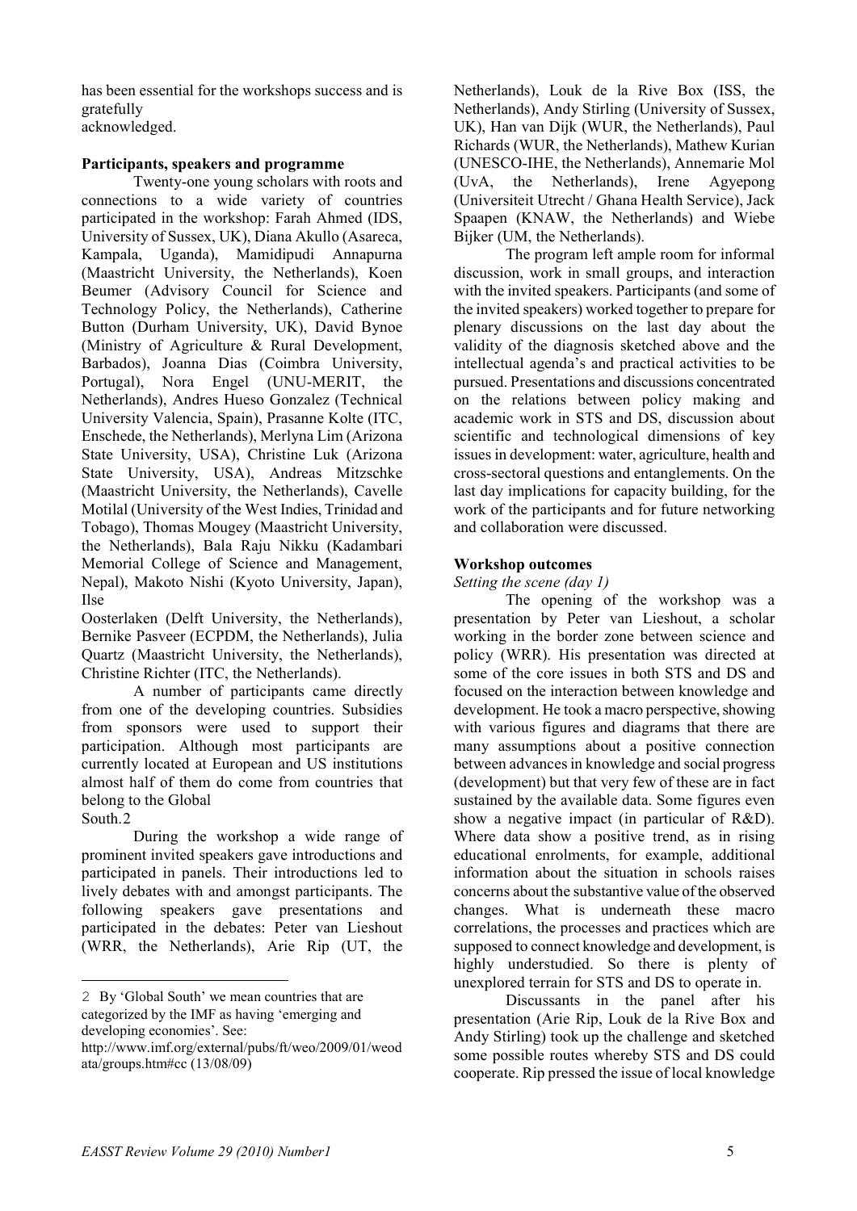has been essential for the workshops success and is gratefully acknowledged.

**Participants, speakers and programme**

Twenty-one young scholars with roots and connections to a wide variety of countries participated in the workshop: Farah Ahmed (IDS, University of Sussex, UK), Diana Akullo (Asareca, Kampala, Uganda), Mamidipudi Annapurna (Maastricht University, the Netherlands), Koen Beumer (Advisory Council for Science and Technology Policy, the Netherlands), Catherine Button (Durham University, UK), David Bynoe (Ministry of Agriculture & Rural Development, Barbados), Joanna Dias (Coimbra University, Portugal), Nora Engel (UNU-MERIT, the Netherlands), Andres Hueso Gonzalez (Technical University Valencia, Spain), Prasanne Kolte (ITC, Enschede, the Netherlands), Merlyna Lim (Arizona State University, USA), Christine Luk (Arizona State University, USA), Andreas Mitzschke (Maastricht University, the Netherlands), Cavelle Motilal (University of the West Indies, Trinidad and Tobago), Thomas Mougey (Maastricht University, the Netherlands), Bala Raju Nikku (Kadambari Memorial College of Science and Management, Nepal), Makoto Nishi (Kyoto University, Japan), Ilse Oosterlaken (Delft University, the Netherlands), Bernike Pasveer (ECPDM, the Netherlands), Julia Quartz (Maastricht University, the Netherlands), Christine Richter (ITC, the Netherlands).

A number of participants came directly from one of the developing countries. Subsidies from sponsors were used to support their participation. Although most participants are currently located at European and US institutions almost half of them do come from countries that belong to the Global South.[2]

During the workshop a wide range of prominent invited speakers gave introductions and participated in panels. Their introductions led to lively debates with and amongst participants. The following speakers gave presentations and participated in the debates: Peter van Lieshout (WRR, the Netherlands), Arie Rip (UT, the Netherlands), Louk de la Rive Box (ISS, the Netherlands), Andy Stirling (University of Sussex, UK), Han van Dijk (WUR, the Netherlands), Paul Richards (WUR, the Netherlands), Mathew Kurian (UNESCO-IHE, the Netherlands), Annemarie Mol (UvA, the Netherlands), Irene Agyepong (Universiteit Utrecht / Ghana Health Service), Jack Spaapen (KNAW, the Netherlands) and Wiebe Bijker (UM, the Netherlands).

The program left ample room for informal discussion, work in small groups, and interaction with the invited speakers. Participants (and some of the invited speakers) worked together to prepare for plenary discussions on the last day about the validity of the diagnosis sketched above and the intellectual agenda's and practical activities to be pursued. Presentations and discussions concentrated on the relations between policy making and academic work in STS and DS, discussion about scientific and technological dimensions of key issues in development: water, agriculture, health and cross-sectoral questions and entanglements. On the last day implications for capacity building, for the work of the participants and for future networking and collaboration were discussed.

**Workshop outcomes**

*Setting the scene (day 1)*

The opening of the workshop was a presentation by Peter van Lieshout, a scholar working in the border zone between science and policy (WRR). His presentation was directed at some of the core issues in both STS and DS and focused on the interaction between knowledge and development. He took a macro perspective, showing with various figures and diagrams that there are many assumptions about a positive connection between advances in knowledge and social progress (development) but that very few of these are in fact sustained by the available data. Some figures even show a negative impact (in particular of R&D). Where data show a positive trend, as in rising educational enrolments, for example, additional information about the situation in schools raises concerns about the substantive value of the observed changes. What is underneath these macro correlations, the processes and practices which are supposed to connect knowledge and development, is highly understudied. So there is plenty of unexplored terrain for STS and DS to operate in.

Discussants in the panel after his presentation (Arie Rip, Louk de la Rive Box and Andy Stirling) took up the challenge and sketched some possible routes whereby STS and DS could cooperate. Rip pressed the issue of local knowledge

---

[2] By 'Global South' we mean countries that are categorized by the IMF as having 'emerging and developing economies'. See: http://www.imf.org/external/pubs/ft/weo/2009/01/weodata/groups.htm#cc (13/08/09)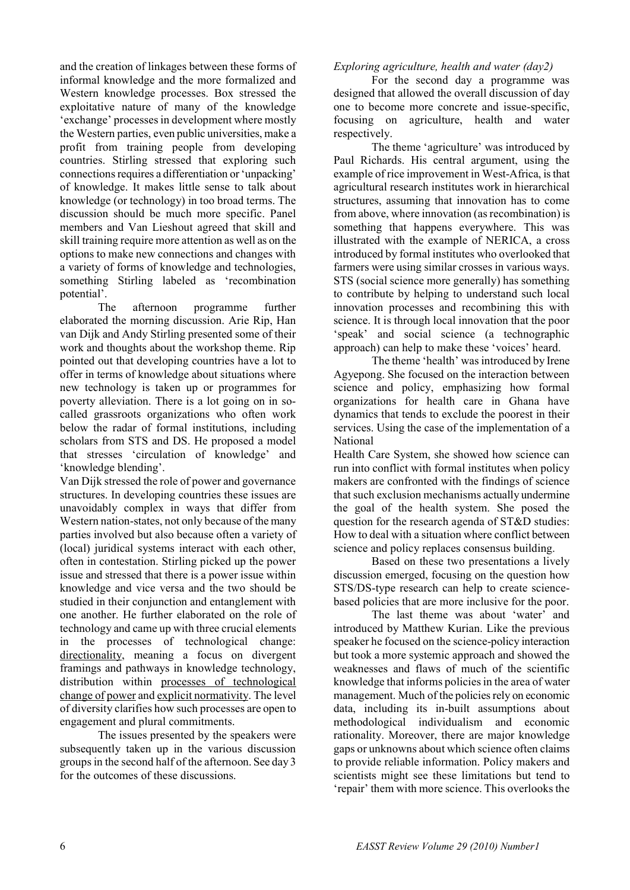and the creation of linkages between these forms of informal knowledge and the more formalized and Western knowledge processes. Box stressed the exploitative nature of many of the knowledge 'exchange' processes in development where mostly the Western parties, even public universities, make a profit from training people from developing countries. Stirling stressed that exploring such connections requires a differentiation or 'unpacking' of knowledge. It makes little sense to talk about knowledge (or technology) in too broad terms. The discussion should be much more specific. Panel members and Van Lieshout agreed that skill and skill training require more attention as well as on the options to make new connections and changes with a variety of forms of knowledge and technologies, something Stirling labeled as 'recombination potential'.

The afternoon programme further elaborated the morning discussion. Arie Rip, Han van Dijk and Andy Stirling presented some of their work and thoughts about the workshop theme. Rip pointed out that developing countries have a lot to offer in terms of knowledge about situations where new technology is taken up or programmes for poverty alleviation. There is a lot going on in so-called grassroots organizations who often work below the radar of formal institutions, including scholars from STS and DS. He proposed a model that stresses 'circulation of knowledge' and 'knowledge blending'.

Van Dijk stressed the role of power and governance structures. In developing countries these issues are unavoidably complex in ways that differ from Western nation-states, not only because of the many parties involved but also because often a variety of (local) juridical systems interact with each other, often in contestation. Stirling picked up the power issue and stressed that there is a power issue within knowledge and vice versa and the two should be studied in their conjunction and entanglement with one another. He further elaborated on the role of technology and came up with three crucial elements in the processes of technological change: directionality, meaning a focus on divergent framings and pathways in knowledge technology, distribution within processes of technological change of power and explicit normativity. The level of diversity clarifies how such processes are open to engagement and plural commitments.

The issues presented by the speakers were subsequently taken up in the various discussion groups in the second half of the afternoon. See day 3 for the outcomes of these discussions.

*Exploring agriculture, health and water (day2)*

For the second day a programme was designed that allowed the overall discussion of day one to become more concrete and issue-specific, focusing on agriculture, health and water respectively.

The theme 'agriculture' was introduced by Paul Richards. His central argument, using the example of rice improvement in West-Africa, is that agricultural research institutes work in hierarchical structures, assuming that innovation has to come from above, where innovation (as recombination) is something that happens everywhere. This was illustrated with the example of NERICA, a cross introduced by formal institutes who overlooked that farmers were using similar crosses in various ways. STS (social science more generally) has something to contribute by helping to understand such local innovation processes and recombining this with science. It is through local innovation that the poor 'speak' and social science (a technographic approach) can help to make these 'voices' heard.

The theme 'health' was introduced by Irene Agyepong. She focused on the interaction between science and policy, emphasizing how formal organizations for health care in Ghana have dynamics that tends to exclude the poorest in their services. Using the case of the implementation of a National Health Care System, she showed how science can run into conflict with formal institutes when policy makers are confronted with the findings of science that such exclusion mechanisms actually undermine the goal of the health system. She posed the question for the research agenda of ST&D studies: How to deal with a situation where conflict between science and policy replaces consensus building.

Based on these two presentations a lively discussion emerged, focusing on the question how STS/DS-type research can help to create science-based policies that are more inclusive for the poor.

The last theme was about 'water' and introduced by Matthew Kurian. Like the previous speaker he focused on the science-policy interaction but took a more systemic approach and showed the weaknesses and flaws of much of the scientific knowledge that informs policies in the area of water management. Much of the policies rely on economic data, including its in-built assumptions about methodological individualism and economic rationality. Moreover, there are major knowledge gaps or unknowns about which science often claims to provide reliable information. Policy makers and scientists might see these limitations but tend to 'repair' them with more science. This overlooks the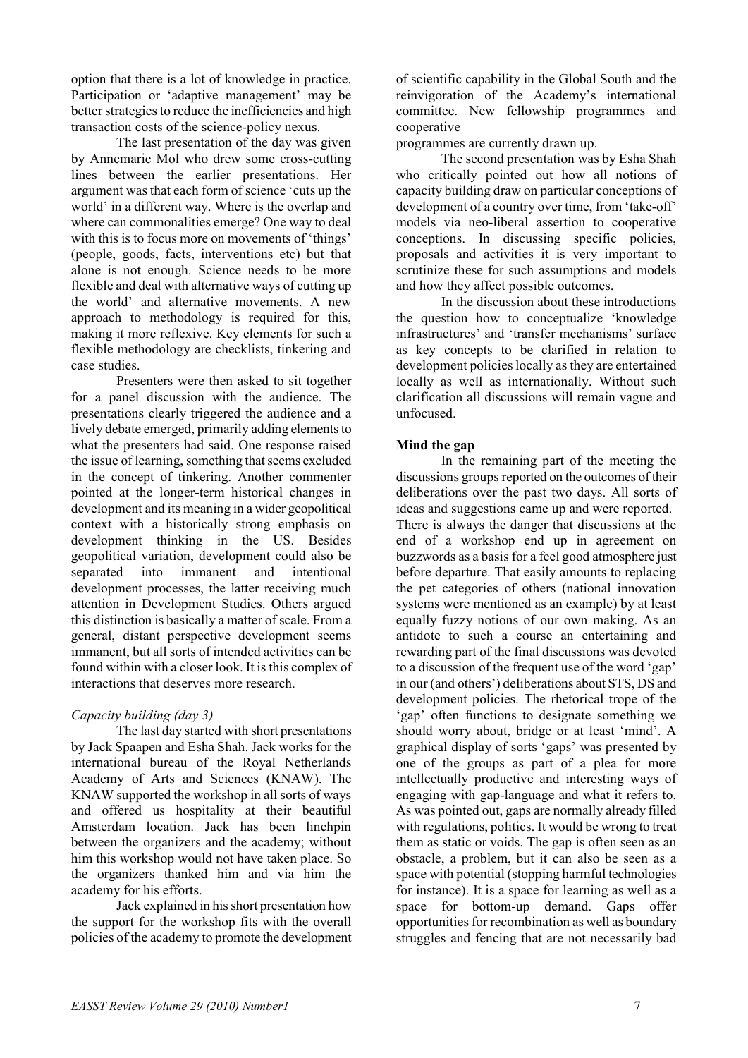option that there is a lot of knowledge in practice. Participation or 'adaptive management' may be better strategies to reduce the inefficiencies and high transaction costs of the science-policy nexus.

The last presentation of the day was given by Annemarie Mol who drew some cross-cutting lines between the earlier presentations. Her argument was that each form of science 'cuts up the world' in a different way. Where is the overlap and where can commonalities emerge? One way to deal with this is to focus more on movements of 'things' (people, goods, facts, interventions etc) but that alone is not enough. Science needs to be more flexible and deal with alternative ways of cutting up the world' and alternative movements. A new approach to methodology is required for this, making it more reflexive. Key elements for such a flexible methodology are checklists, tinkering and case studies.

Presenters were then asked to sit together for a panel discussion with the audience. The presentations clearly triggered the audience and a lively debate emerged, primarily adding elements to what the presenters had said. One response raised the issue of learning, something that seems excluded in the concept of tinkering. Another commenter pointed at the longer-term historical changes in development and its meaning in a wider geopolitical context with a historically strong emphasis on development thinking in the US. Besides geopolitical variation, development could also be separated into immanent and intentional development processes, the latter receiving much attention in Development Studies. Others argued this distinction is basically a matter of scale. From a general, distant perspective development seems immanent, but all sorts of intended activities can be found within with a closer look. It is this complex of interactions that deserves more research.

*Capacity building (day 3)*

The last day started with short presentations by Jack Spaapen and Esha Shah. Jack works for the international bureau of the Royal Netherlands Academy of Arts and Sciences (KNAW). The KNAW supported the workshop in all sorts of ways and offered us hospitality at their beautiful Amsterdam location. Jack has been linchpin between the organizers and the academy; without him this workshop would not have taken place. So the organizers thanked him and via him the academy for his efforts.

Jack explained in his short presentation how the support for the workshop fits with the overall policies of the academy to promote the development of scientific capability in the Global South and the reinvigoration of the Academy's international committee. New fellowship programmes and cooperative programmes are currently drawn up.

The second presentation was by Esha Shah who critically pointed out how all notions of capacity building draw on particular conceptions of development of a country over time, from 'take-off' models via neo-liberal assertion to cooperative conceptions. In discussing specific policies, proposals and activities it is very important to scrutinize these for such assumptions and models and how they affect possible outcomes.

In the discussion about these introductions the question how to conceptualize 'knowledge infrastructures' and 'transfer mechanisms' surface as key concepts to be clarified in relation to development policies locally as they are entertained locally as well as internationally. Without such clarification all discussions will remain vague and unfocused.

**Mind the gap**

In the remaining part of the meeting the discussions groups reported on the outcomes of their deliberations over the past two days. All sorts of ideas and suggestions came up and were reported. There is always the danger that discussions at the end of a workshop end up in agreement on buzzwords as a basis for a feel good atmosphere just before departure. That easily amounts to replacing the pet categories of others (national innovation systems were mentioned as an example) by at least equally fuzzy notions of our own making. As an antidote to such a course an entertaining and rewarding part of the final discussions was devoted to a discussion of the frequent use of the word 'gap' in our (and others') deliberations about STS, DS and development policies. The rhetorical trope of the 'gap' often functions to designate something we should worry about, bridge or at least 'mind'. A graphical display of sorts 'gaps' was presented by one of the groups as part of a plea for more intellectually productive and interesting ways of engaging with gap-language and what it refers to. As was pointed out, gaps are normally already filled with regulations, politics. It would be wrong to treat them as static or voids. The gap is often seen as an obstacle, a problem, but it can also be seen as a space with potential (stopping harmful technologies for instance). It is a space for learning as well as a space for bottom-up demand. Gaps offer opportunities for recombination as well as boundary struggles and fencing that are not necessarily bad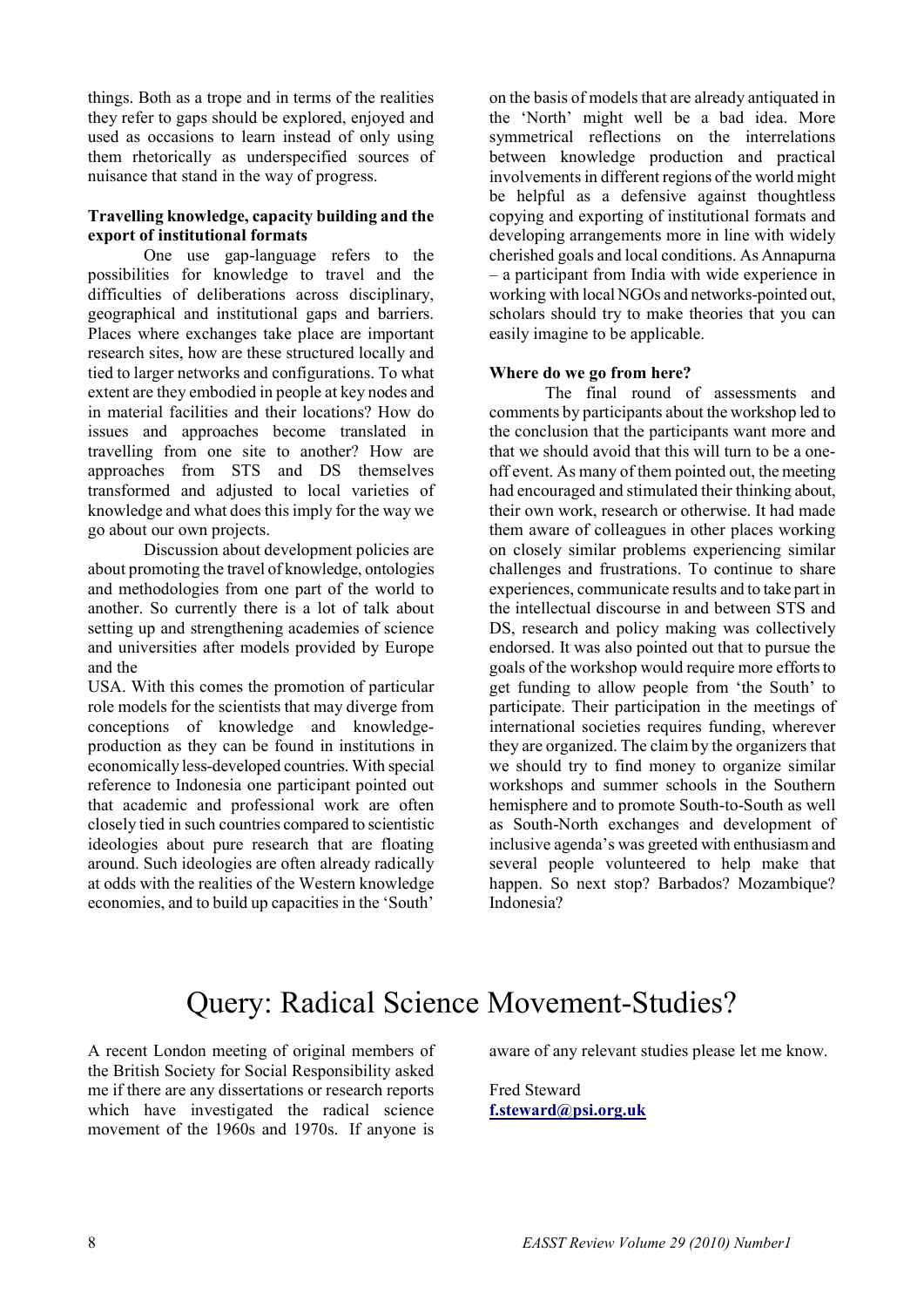things. Both as a trope and in terms of the realities they refer to gaps should be explored, enjoyed and used as occasions to learn instead of only using them rhetorically as underspecified sources of nuisance that stand in the way of progress.

**Travelling knowledge, capacity building and the export of institutional formats**

One use gap-language refers to the possibilities for knowledge to travel and the difficulties of deliberations across disciplinary, geographical and institutional gaps and barriers. Places where exchanges take place are important research sites, how are these structured locally and tied to larger networks and configurations? To what extent are they embodied in people at key nodes and in material facilities and their locations? How do issues and approaches become translated in travelling from one site to another? How are approaches from STS and DS themselves transformed and adjusted to local varieties of knowledge and what does this imply for the way we go about our own projects.

Discussion about development policies are about promoting the travel of knowledge, ontologies and methodologies from one part of the world to another. So currently there is a lot of talk about setting up and strengthening academies of science and universities after models provided by Europe and the USA. With this comes the promotion of particular role models for the scientists that may diverge from conceptions of knowledge and knowledge-production as they can be found in institutions in economically less-developed countries. With special reference to Indonesia one participant pointed out that academic and professional work are often closely tied in such countries compared to scientistic ideologies about pure research that are floating around. Such ideologies are often already radically at odds with the realities of the Western knowledge economies, and to build up capacities in the 'South' on the basis of models that are already antiquated in the 'North' might well be a bad idea. More symmetrical reflections on the interrelations between knowledge production and practical involvements in different regions of the world might be helpful as a defensive against thoughtless copying and exporting of institutional formats and developing arrangements more in line with widely cherished goals and local conditions. As Annapurna – a participant from India with wide experience in working with local NGOs and networks-pointed out, scholars should try to make theories that you can easily imagine to be applicable.

**Where do we go from here?**

The final round of assessments and comments by participants about the workshop led to the conclusion that the participants want more and that we should avoid that this will turn to be a one-off event. As many of them pointed out, the meeting had encouraged and stimulated their thinking about, their own work, research or otherwise. It had made them aware of colleagues in other places working on closely similar problems experiencing similar challenges and frustrations. To continue to share experiences, communicate results and to take part in the intellectual discourse in and between STS and DS, research and policy making was collectively endorsed. It was also pointed out that to pursue the goals of the workshop would require more efforts to get funding to allow people from 'the South' to participate. Their participation in the meetings of international societies requires funding, wherever they are organized. The claim by the organizers that we should try to find money to organize similar workshops and summer schools in the Southern hemisphere and to promote South-to-South as well as South-North exchanges and development of inclusive agenda's was greeted with enthusiasm and several people volunteered to help make that happen. So next stop? Barbados? Mozambique? Indonesia?

# Query: Radical Science Movement-Studies?

A recent London meeting of original members of the British Society for Social Responsibility asked me if there are any dissertations or research reports which have investigated the radical science movement of the 1960s and 1970s. If anyone is aware of any relevant studies please let me know.

Fred Steward
**f.steward@psi.org.uk**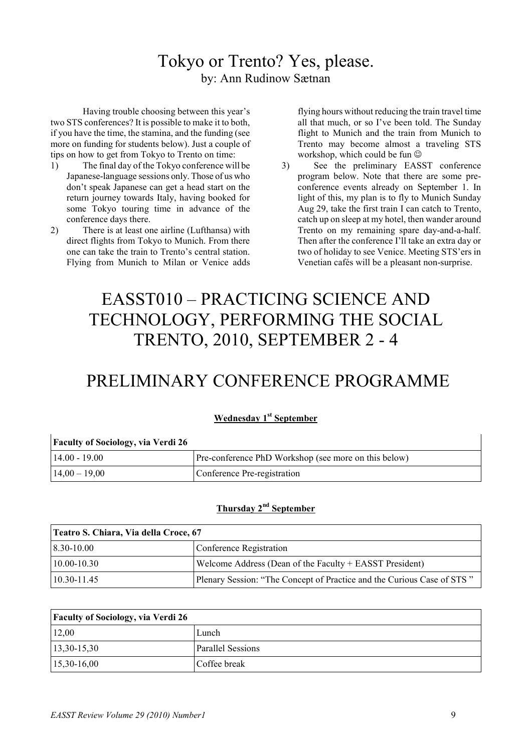# Tokyo or Trento? Yes, please.

by: Ann Rudinow Sætnan

Having trouble choosing between this year's two STS conferences? It is possible to make it to both, if you have the time, the stamina, and the funding (see more on funding for students below). Just a couple of tips on how to get from Tokyo to Trento on time:

1) The final day of the Tokyo conference will be Japanese-language sessions only. Those of us who don't speak Japanese can get a head start on the return journey towards Italy, having booked for some Tokyo touring time in advance of the conference days there.
2) There is at least one airline (Lufthansa) with direct flights from Tokyo to Munich. From there one can take the train to Trento's central station. Flying from Munich to Milan or Venice adds flying hours without reducing the train travel time all that much, or so I've been told. The Sunday flight to Munich and the train from Munich to Trento may become almost a traveling STS workshop, which could be fun ☺
3) See the preliminary EASST conference program below. Note that there are some pre-conference events already on September 1. In light of this, my plan is to fly to Munich Sunday Aug 29, take the first train I can catch to Trento, catch up on sleep at my hotel, then wander around Trento on my remaining spare day-and-a-half. Then after the conference I'll take an extra day or two of holiday to see Venice. Meeting STS'ers in Venetian cafés will be a pleasant non-surprise.

# EASST010 – PRACTICING SCIENCE AND TECHNOLOGY, PERFORMING THE SOCIAL TRENTO, 2010, SEPTEMBER 2 - 4

# PRELIMINARY CONFERENCE PROGRAMME

**Wednesday 1st September**

| **Faculty of Sociology, via Verdi 26** | |
|---|---|
| 14.00 - 19.00 | Pre-conference PhD Workshop (see more on this below) |
| 14,00 – 19,00 | Conference Pre-registration |

**Thursday 2nd September**

| **Teatro S. Chiara, Via della Croce, 67** | |
|---|---|
| 8.30-10.00 | Conference Registration |
| 10.00-10.30 | Welcome Address (Dean of the Faculty + EASST President) |
| 10.30-11.45 | Plenary Session: "The Concept of Practice and the Curious Case of STS " |

| **Faculty of Sociology, via Verdi 26** | |
|---|---|
| 12,00 | Lunch |
| 13,30-15,30 | Parallel Sessions |
| 15,30-16,00 | Coffee break |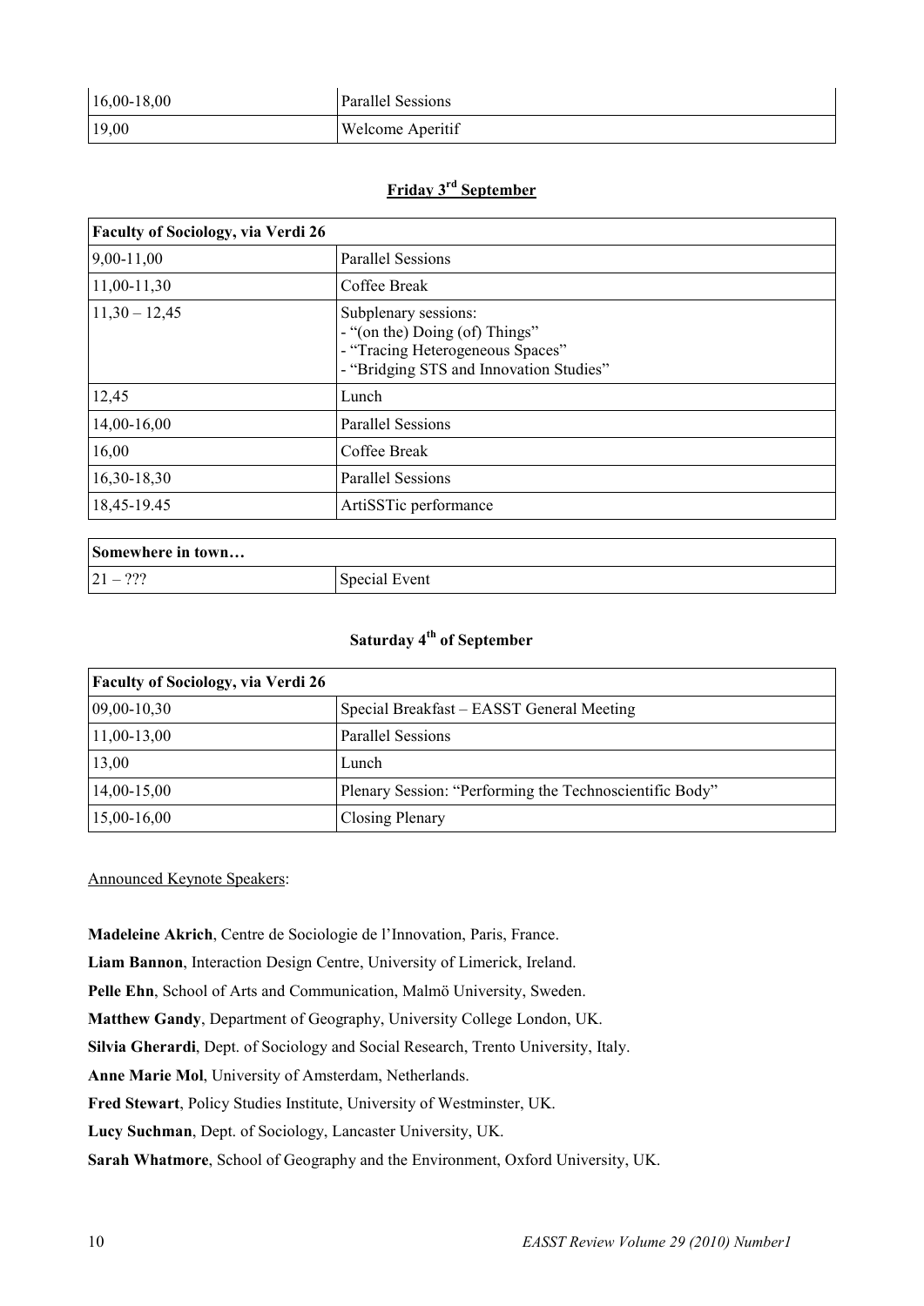| | |
|---|---|
| 16,00-18,00 | Parallel Sessions |
| 19,00 | Welcome Aperitif |

## Friday 3rd September

| Faculty of Sociology, via Verdi 26 | |
|---|---|
| 9,00-11,00 | Parallel Sessions |
| 11,00-11,30 | Coffee Break |
| 11,30 – 12,45 | Subplenary sessions:<br>- "(on the) Doing (of) Things"<br>- "Tracing Heterogeneous Spaces"<br>- "Bridging STS and Innovation Studies" |
| 12,45 | Lunch |
| 14,00-16,00 | Parallel Sessions |
| 16,00 | Coffee Break |
| 16,30-18,30 | Parallel Sessions |
| 18,45-19.45 | ArtiSSTic performance |

| Somewhere in town… | |
|---|---|
| 21 – ??? | Special Event |

## Saturday 4th of September

| Faculty of Sociology, via Verdi 26 | |
|---|---|
| 09,00-10,30 | Special Breakfast – EASST General Meeting |
| 11,00-13,00 | Parallel Sessions |
| 13,00 | Lunch |
| 14,00-15,00 | Plenary Session: "Performing the Technoscientific Body" |
| 15,00-16,00 | Closing Plenary |

Announced Keynote Speakers:

**Madeleine Akrich**, Centre de Sociologie de l'Innovation, Paris, France.

**Liam Bannon**, Interaction Design Centre, University of Limerick, Ireland.

**Pelle Ehn**, School of Arts and Communication, Malmö University, Sweden.

**Matthew Gandy**, Department of Geography, University College London, UK.

**Silvia Gherardi**, Dept. of Sociology and Social Research, Trento University, Italy.

**Anne Marie Mol**, University of Amsterdam, Netherlands.

**Fred Stewart**, Policy Studies Institute, University of Westminster, UK.

**Lucy Suchman**, Dept. of Sociology, Lancaster University, UK.

**Sarah Whatmore**, School of Geography and the Environment, Oxford University, UK.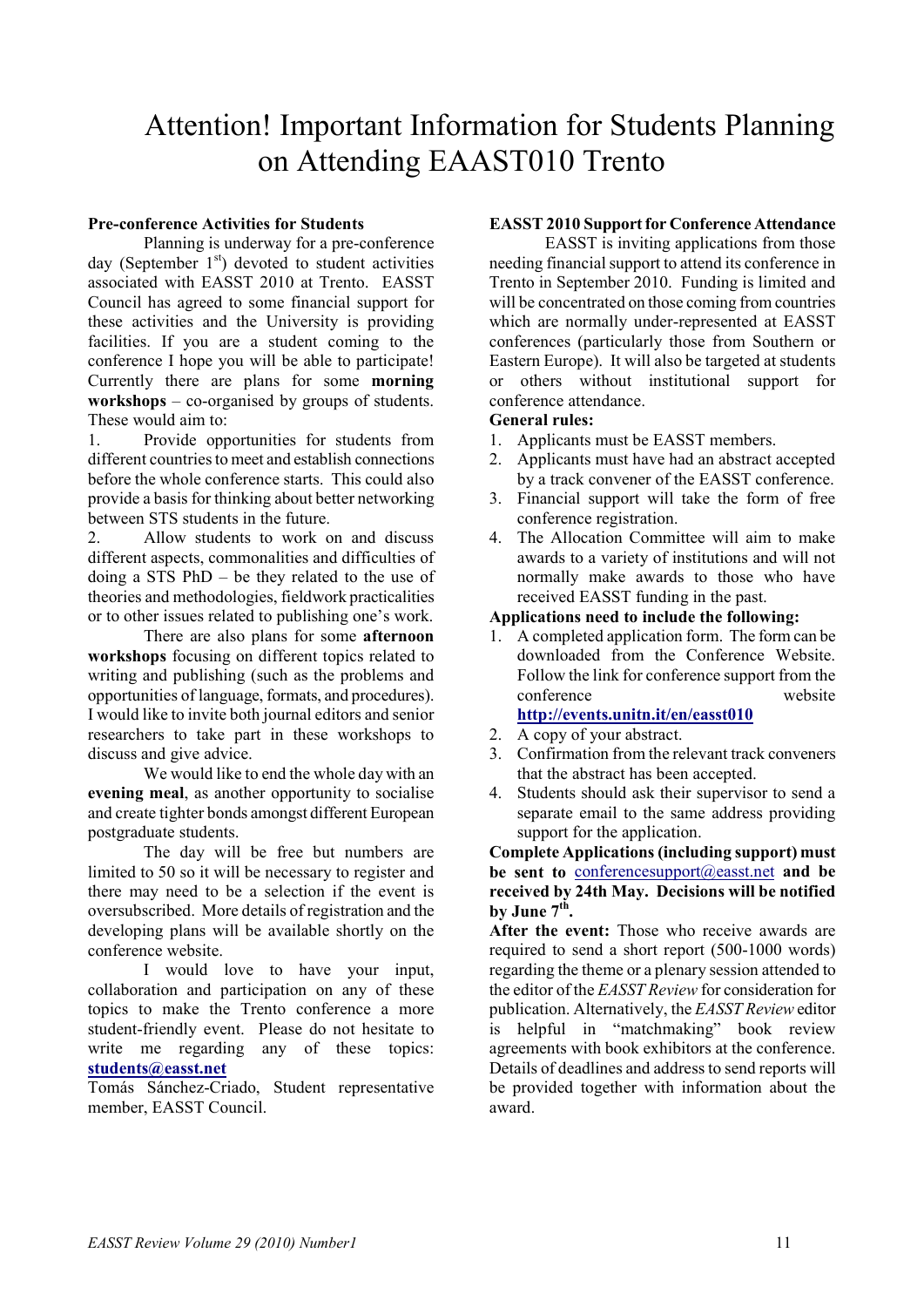# Attention! Important Information for Students Planning on Attending EAAST010 Trento

**Pre-conference Activities for Students**

Planning is underway for a pre-conference day (September 1st) devoted to student activities associated with EASST 2010 at Trento. EASST Council has agreed to some financial support for these activities and the University is providing facilities. If you are a student coming to the conference I hope you will be able to participate! Currently there are plans for some **morning workshops** – co-organised by groups of students. These would aim to:

1. Provide opportunities for students from different countries to meet and establish connections before the whole conference starts. This could also provide a basis for thinking about better networking between STS students in the future.
2. Allow students to work on and discuss different aspects, commonalities and difficulties of doing a STS PhD – be they related to the use of theories and methodologies, fieldwork practicalities or to other issues related to publishing one's work.

There are also plans for some **afternoon workshops** focusing on different topics related to writing and publishing (such as the problems and opportunities of language, formats, and procedures). I would like to invite both journal editors and senior researchers to take part in these workshops to discuss and give advice.

We would like to end the whole day with an **evening meal**, as another opportunity to socialise and create tighter bonds amongst different European postgraduate students.

The day will be free but numbers are limited to 50 so it will be necessary to register and there may need to be a selection if the event is oversubscribed. More details of registration and the developing plans will be available shortly on the conference website.

I would love to have your input, collaboration and participation on any of these topics to make the Trento conference a more student-friendly event. Please do not hesitate to write me regarding any of these topics: **students@easst.net**

Tomás Sánchez-Criado, Student representative member, EASST Council.

**EASST 2010 Support for Conference Attendance**

EASST is inviting applications from those needing financial support to attend its conference in Trento in September 2010. Funding is limited and will be concentrated on those coming from countries which are normally under-represented at EASST conferences (particularly those from Southern or Eastern Europe). It will also be targeted at students or others without institutional support for conference attendance.

**General rules:**

1. Applicants must be EASST members.
2. Applicants must have had an abstract accepted by a track convener of the EASST conference.
3. Financial support will take the form of free conference registration.
4. The Allocation Committee will aim to make awards to a variety of institutions and will not normally make awards to those who have received EASST funding in the past.

**Applications need to include the following:**

1. A completed application form. The form can be downloaded from the Conference Website. Follow the link for conference support from the conference website **http://events.unitn.it/en/easst010**
2. A copy of your abstract.
3. Confirmation from the relevant track conveners that the abstract has been accepted.
4. Students should ask their supervisor to send a separate email to the same address providing support for the application.

**Complete Applications (including support) must be sent to** conferencesupport@easst.net **and be received by 24th May. Decisions will be notified by June 7th.**

**After the event:** Those who receive awards are required to send a short report (500-1000 words) regarding the theme or a plenary session attended to the editor of the *EASST Review* for consideration for publication. Alternatively, the *EASST Review* editor is helpful in "matchmaking" book review agreements with book exhibitors at the conference. Details of deadlines and address to send reports will be provided together with information about the award.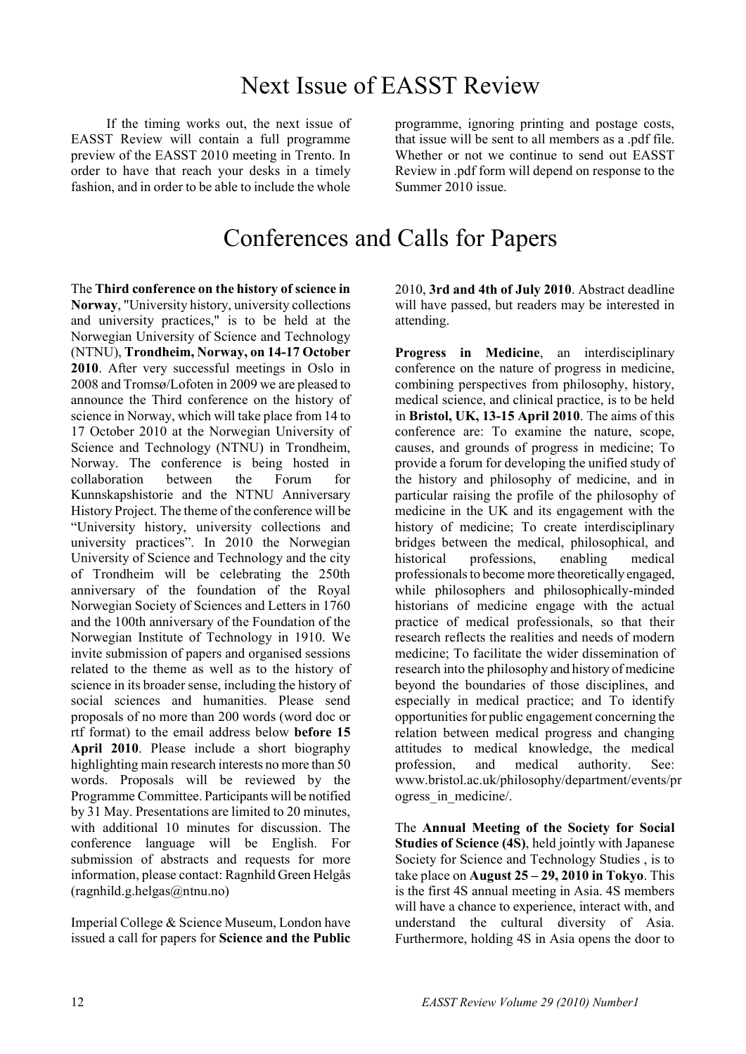# Next Issue of EASST Review

If the timing works out, the next issue of EASST Review will contain a full programme preview of the EASST 2010 meeting in Trento. In order to have that reach your desks in a timely fashion, and in order to be able to include the whole programme, ignoring printing and postage costs, that issue will be sent to all members as a .pdf file. Whether or not we continue to send out EASST Review in .pdf form will depend on response to the Summer 2010 issue.

# Conferences and Calls for Papers

The **Third conference on the history of science in Norway**, "University history, university collections and university practices," is to be held at the Norwegian University of Science and Technology (NTNU), **Trondheim, Norway, on 14-17 October 2010**. After very successful meetings in Oslo in 2008 and Tromsø/Lofoten in 2009 we are pleased to announce the Third conference on the history of science in Norway, which will take place from 14 to 17 October 2010 at the Norwegian University of Science and Technology (NTNU) in Trondheim, Norway. The conference is being hosted in collaboration between the Forum for Kunnskapshistorie and the NTNU Anniversary History Project. The theme of the conference will be "University history, university collections and university practices". In 2010 the Norwegian University of Science and Technology and the city of Trondheim will be celebrating the 250th anniversary of the foundation of the Royal Norwegian Society of Sciences and Letters in 1760 and the 100th anniversary of the Foundation of the Norwegian Institute of Technology in 1910. We invite submission of papers and organised sessions related to the theme as well as to the history of science in its broader sense, including the history of social sciences and humanities. Please send proposals of no more than 200 words (word doc or rtf format) to the email address below **before 15 April 2010**. Please include a short biography highlighting main research interests no more than 50 words. Proposals will be reviewed by the Programme Committee. Participants will be notified by 31 May. Presentations are limited to 20 minutes, with additional 10 minutes for discussion. The conference language will be English. For submission of abstracts and requests for more information, please contact: Ragnhild Green Helgås (ragnhild.g.helgas@ntnu.no)

Imperial College & Science Museum, London have issued a call for papers for **Science and the Public** 2010, **3rd and 4th of July 2010**. Abstract deadline will have passed, but readers may be interested in attending.

**Progress in Medicine**, an interdisciplinary conference on the nature of progress in medicine, combining perspectives from philosophy, history, medical science, and clinical practice, is to be held in **Bristol, UK, 13-15 April 2010**. The aims of this conference are: To examine the nature, scope, causes, and grounds of progress in medicine; To provide a forum for developing the unified study of the history and philosophy of medicine, and in particular raising the profile of the philosophy of medicine in the UK and its engagement with the history of medicine; To create interdisciplinary bridges between the medical, philosophical, and historical professions, enabling medical professionals to become more theoretically engaged, while philosophers and philosophically-minded historians of medicine engage with the actual practice of medical professionals, so that their research reflects the realities and needs of modern medicine; To facilitate the wider dissemination of research into the philosophy and history of medicine beyond the boundaries of those disciplines, and especially in medical practice; and To identify opportunities for public engagement concerning the relation between medical progress and changing attitudes to medical knowledge, the medical profession, and medical authority. See: www.bristol.ac.uk/philosophy/department/events/progress_in_medicine/.

The **Annual Meeting of the Society for Social Studies of Science (4S)**, held jointly with Japanese Society for Science and Technology Studies , is to take place on **August 25 – 29, 2010 in Tokyo**. This is the first 4S annual meeting in Asia. 4S members will have a chance to experience, interact with, and understand the cultural diversity of Asia. Furthermore, holding 4S in Asia opens the door to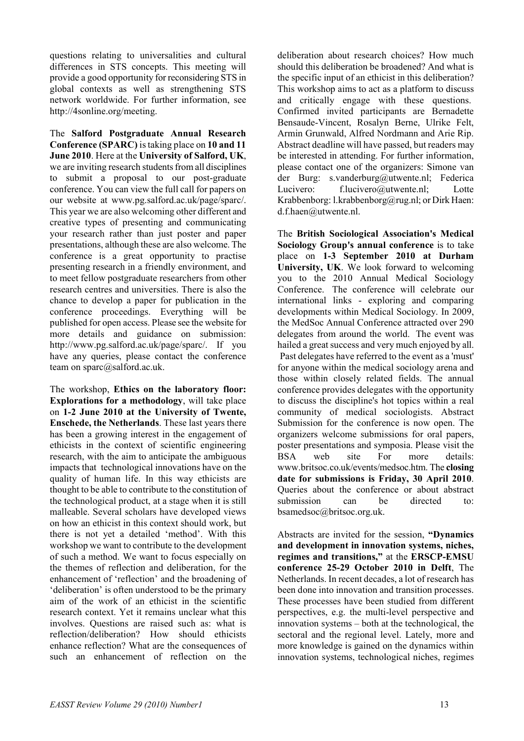questions relating to universalities and cultural differences in STS concepts. This meeting will provide a good opportunity for reconsidering STS in global contexts as well as strengthening STS network worldwide. For further information, see http://4sonline.org/meeting.

The **Salford Postgraduate Annual Research Conference (SPARC)** is taking place on **10 and 11 June 2010**. Here at the **University of Salford, UK**, we are inviting research students from all disciplines to submit a proposal to our post-graduate conference. You can view the full call for papers on our website at www.pg.salford.ac.uk/page/sparc/. This year we are also welcoming other different and creative types of presenting and communicating your research rather than just poster and paper presentations, although these are also welcome. The conference is a great opportunity to practise presenting research in a friendly environment, and to meet fellow postgraduate researchers from other research centres and universities. There is also the chance to develop a paper for publication in the conference proceedings. Everything will be published for open access. Please see the website for more details and guidance on submission: http://www.pg.salford.ac.uk/page/sparc/. If you have any queries, please contact the conference team on sparc@salford.ac.uk.

The workshop, **Ethics on the laboratory floor: Explorations for a methodology**, will take place on **1-2 June 2010 at the University of Twente, Enschede, the Netherlands**. These last years there has been a growing interest in the engagement of ethicists in the context of scientific engineering research, with the aim to anticipate the ambiguous impacts that technological innovations have on the quality of human life. In this way ethicists are thought to be able to contribute to the constitution of the technological product, at a stage when it is still malleable. Several scholars have developed views on how an ethicist in this context should work, but there is not yet a detailed 'method'. With this workshop we want to contribute to the development of such a method. We want to focus especially on the themes of reflection and deliberation, for the enhancement of 'reflection' and the broadening of 'deliberation' is often understood to be the primary aim of the work of an ethicist in the scientific research context. Yet it remains unclear what this involves. Questions are raised such as: what is reflection/deliberation? How should ethicists enhance reflection? What are the consequences of such an enhancement of reflection on the deliberation about research choices? How much should this deliberation be broadened? And what is the specific input of an ethicist in this deliberation? This workshop aims to act as a platform to discuss and critically engage with these questions. Confirmed invited participants are Bernadette Bensaude-Vincent, Rosalyn Berne, Ulrike Felt, Armin Grunwald, Alfred Nordmann and Arie Rip. Abstract deadline will have passed, but readers may be interested in attending. For further information, please contact one of the organizers: Simone van der Burg: s.vanderburg@utwente.nl; Federica Lucivero: f.lucivero@utwente.nl; Lotte Krabbenborg: l.krabbenborg@rug.nl; or Dirk Haen: d.f.haen@utwente.nl.

The **British Sociological Association's Medical Sociology Group's annual conference** is to take place on **1-3 September 2010 at Durham University, UK**. We look forward to welcoming you to the 2010 Annual Medical Sociology Conference. The conference will celebrate our international links - exploring and comparing developments within Medical Sociology. In 2009, the MedSoc Annual Conference attracted over 290 delegates from around the world. The event was hailed a great success and very much enjoyed by all. Past delegates have referred to the event as a 'must' for anyone within the medical sociology arena and those within closely related fields. The annual conference provides delegates with the opportunity to discuss the discipline's hot topics within a real community of medical sociologists. Abstract Submission for the conference is now open. The organizers welcome submissions for oral papers, poster presentations and symposia. Please visit the BSA web site For more details: www.britsoc.co.uk/events/medsoc.htm. The **closing date for submissions is Friday, 30 April 2010**. Queries about the conference or about abstract submission can be directed to: bsamedsoc@britsoc.org.uk.

Abstracts are invited for the session, **"Dynamics and development in innovation systems, niches, regimes and transitions,"** at the **ERSCP-EMSU conference 25-29 October 2010 in Delft**, The Netherlands. In recent decades, a lot of research has been done into innovation and transition processes. These processes have been studied from different perspectives, e.g. the multi-level perspective and innovation systems – both at the technological, the sectoral and the regional level. Lately, more and more knowledge is gained on the dynamics within innovation systems, technological niches, regimes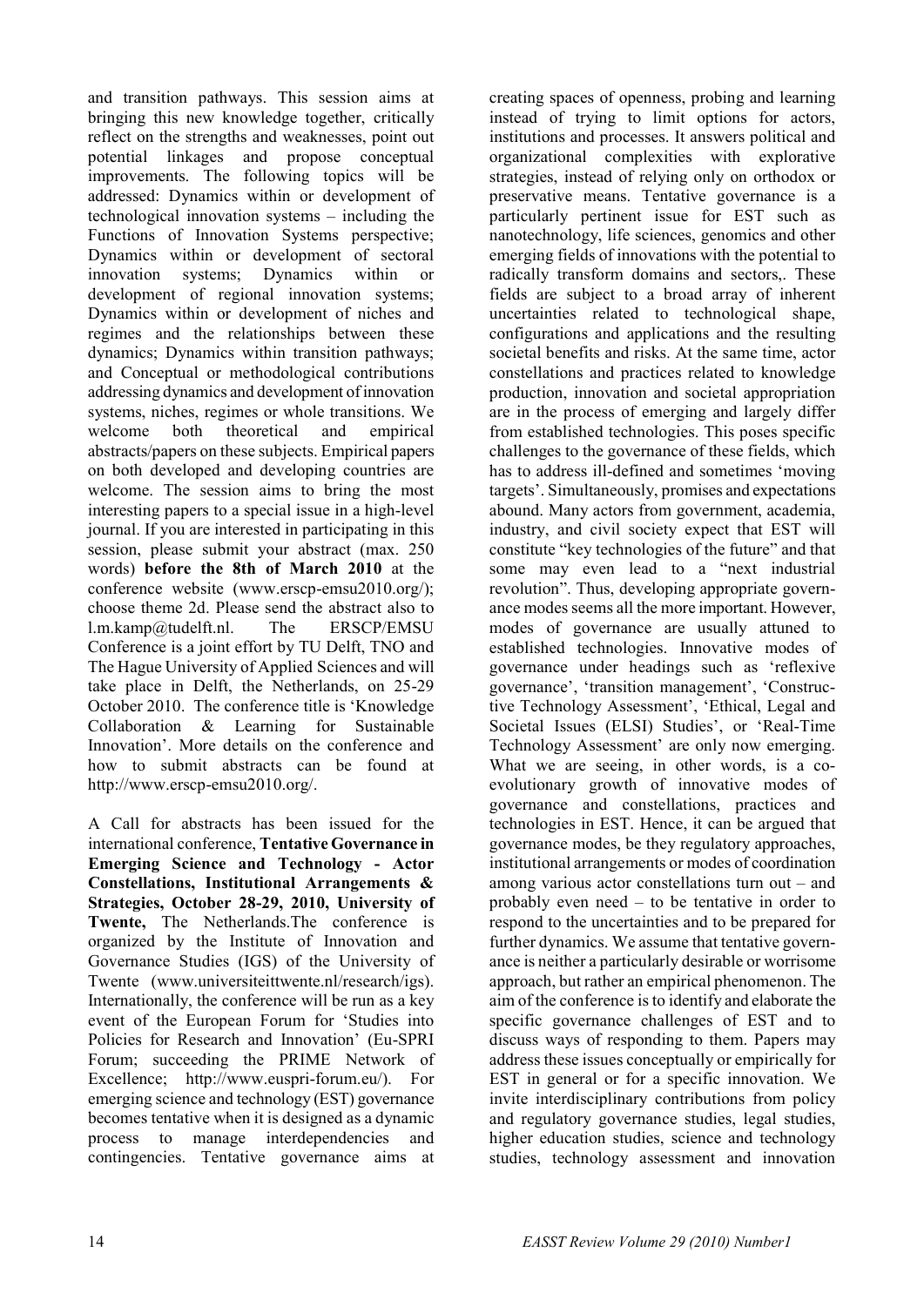and transition pathways. This session aims at bringing this new knowledge together, critically reflect on the strengths and weaknesses, point out potential linkages and propose conceptual improvements. The following topics will be addressed: Dynamics within or development of technological innovation systems – including the Functions of Innovation Systems perspective; Dynamics within or development of sectoral innovation systems; Dynamics within or development of regional innovation systems; Dynamics within or development of niches and regimes and the relationships between these dynamics; Dynamics within transition pathways; and Conceptual or methodological contributions addressing dynamics and development of innovation systems, niches, regimes or whole transitions. We welcome both theoretical and empirical abstracts/papers on these subjects. Empirical papers on both developed and developing countries are welcome. The session aims to bring the most interesting papers to a special issue in a high-level journal. If you are interested in participating in this session, please submit your abstract (max. 250 words) **before the 8th of March 2010** at the conference website (www.erscp-emsu2010.org/); choose theme 2d. Please send the abstract also to l.m.kamp@tudelft.nl. The ERSCP/EMSU Conference is a joint effort by TU Delft, TNO and The Hague University of Applied Sciences and will take place in Delft, the Netherlands, on 25-29 October 2010. The conference title is 'Knowledge Collaboration & Learning for Sustainable Innovation'. More details on the conference and how to submit abstracts can be found at http://www.erscp-emsu2010.org/.

A Call for abstracts has been issued for the international conference, **Tentative Governance in Emerging Science and Technology - Actor Constellations, Institutional Arrangements & Strategies, October 28-29, 2010, University of Twente,** The Netherlands.The conference is organized by the Institute of Innovation and Governance Studies (IGS) of the University of Twente (www.universiteittwente.nl/research/igs). Internationally, the conference will be run as a key event of the European Forum for 'Studies into Policies for Research and Innovation' (Eu-SPRI Forum; succeeding the PRIME Network of Excellence; http://www.euspri-forum.eu/). For emerging science and technology (EST) governance becomes tentative when it is designed as a dynamic process to manage interdependencies and contingencies. Tentative governance aims at creating spaces of openness, probing and learning instead of trying to limit options for actors, institutions and processes. It answers political and organizational complexities with explorative strategies, instead of relying only on orthodox or preservative means. Tentative governance is a particularly pertinent issue for EST such as nanotechnology, life sciences, genomics and other emerging fields of innovations with the potential to radically transform domains and sectors,. These fields are subject to a broad array of inherent uncertainties related to technological shape, configurations and applications and the resulting societal benefits and risks. At the same time, actor constellations and practices related to knowledge production, innovation and societal appropriation are in the process of emerging and largely differ from established technologies. This poses specific challenges to the governance of these fields, which has to address ill-defined and sometimes 'moving targets'. Simultaneously, promises and expectations abound. Many actors from government, academia, industry, and civil society expect that EST will constitute "key technologies of the future" and that some may even lead to a "next industrial revolution". Thus, developing appropriate governance modes seems all the more important. However, modes of governance are usually attuned to established technologies. Innovative modes of governance under headings such as 'reflexive governance', 'transition management', 'Constructive Technology Assessment', 'Ethical, Legal and Societal Issues (ELSI) Studies', or 'Real-Time Technology Assessment' are only now emerging. What we are seeing, in other words, is a co-evolutionary growth of innovative modes of governance and constellations, practices and technologies in EST. Hence, it can be argued that governance modes, be they regulatory approaches, institutional arrangements or modes of coordination among various actor constellations turn out – and probably even need – to be tentative in order to respond to the uncertainties and to be prepared for further dynamics. We assume that tentative governance is neither a particularly desirable or worrisome approach, but rather an empirical phenomenon. The aim of the conference is to identify and elaborate the specific governance challenges of EST and to discuss ways of responding to them. Papers may address these issues conceptually or empirically for EST in general or for a specific innovation. We invite interdisciplinary contributions from policy and regulatory governance studies, legal studies, higher education studies, science and technology studies, technology assessment and innovation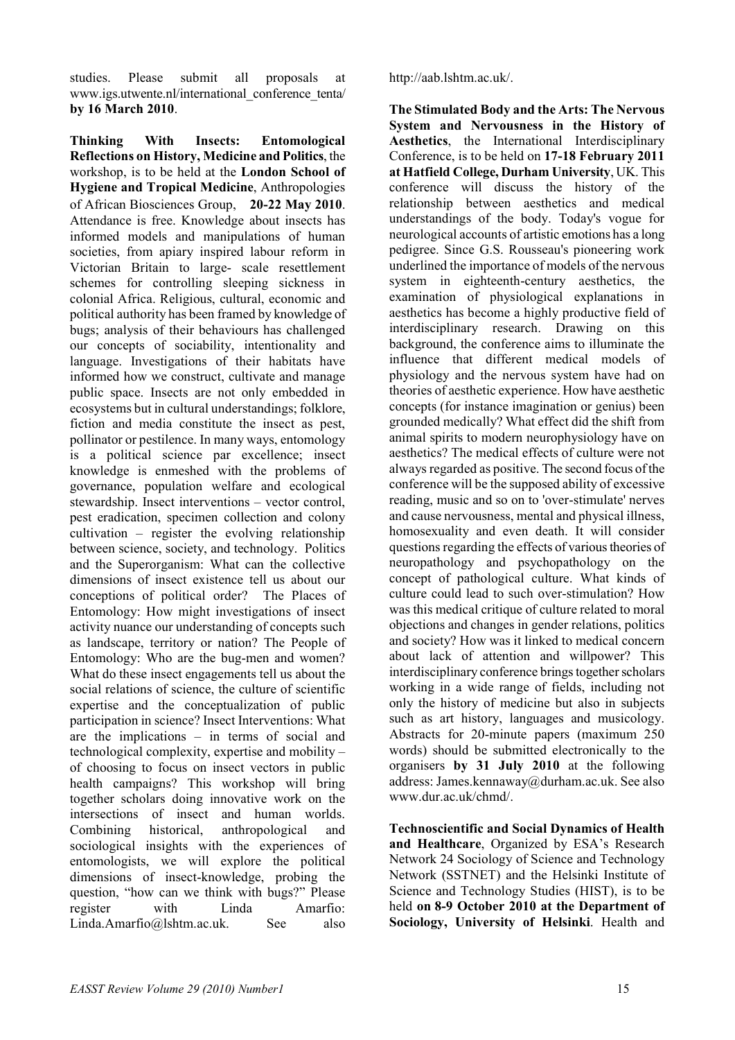studies. Please submit all proposals at www.igs.utwente.nl/international_conference_tenta/ **by 16 March 2010**.

**Thinking With Insects: Entomological Reflections on History, Medicine and Politics**, the workshop, is to be held at the **London School of Hygiene and Tropical Medicine**, Anthropologies of African Biosciences Group, **20-22 May 2010**. Attendance is free. Knowledge about insects has informed models and manipulations of human societies, from apiary inspired labour reform in Victorian Britain to large- scale resettlement schemes for controlling sleeping sickness in colonial Africa. Religious, cultural, economic and political authority has been framed by knowledge of bugs; analysis of their behaviours has challenged our concepts of sociability, intentionality and language. Investigations of their habitats have informed how we construct, cultivate and manage public space. Insects are not only embedded in ecosystems but in cultural understandings; folklore, fiction and media constitute the insect as pest, pollinator or pestilence. In many ways, entomology is a political science par excellence; insect knowledge is enmeshed with the problems of governance, population welfare and ecological stewardship. Insect interventions – vector control, pest eradication, specimen collection and colony cultivation – register the evolving relationship between science, society, and technology. Politics and the Superorganism: What can the collective dimensions of insect existence tell us about our conceptions of political order? The Places of Entomology: How might investigations of insect activity nuance our understanding of concepts such as landscape, territory or nation? The People of Entomology: Who are the bug-men and women? What do these insect engagements tell us about the social relations of science, the culture of scientific expertise and the conceptualization of public participation in science? Insect Interventions: What are the implications – in terms of social and technological complexity, expertise and mobility – of choosing to focus on insect vectors in public health campaigns? This workshop will bring together scholars doing innovative work on the intersections of insect and human worlds. Combining historical, anthropological and sociological insights with the experiences of entomologists, we will explore the political dimensions of insect-knowledge, probing the question, "how can we think with bugs?" Please register with Linda Amarfio: Linda.Amarfio@lshtm.ac.uk. See also http://aab.lshtm.ac.uk/.

**The Stimulated Body and the Arts: The Nervous System and Nervousness in the History of Aesthetics**, the International Interdisciplinary Conference, is to be held on **17-18 February 2011 at Hatfield College, Durham University**, UK. This conference will discuss the history of the relationship between aesthetics and medical understandings of the body. Today's vogue for neurological accounts of artistic emotions has a long pedigree. Since G.S. Rousseau's pioneering work underlined the importance of models of the nervous system in eighteenth-century aesthetics, the examination of physiological explanations in aesthetics has become a highly productive field of interdisciplinary research. Drawing on this background, the conference aims to illuminate the influence that different medical models of physiology and the nervous system have had on theories of aesthetic experience. How have aesthetic concepts (for instance imagination or genius) been grounded medically? What effect did the shift from animal spirits to modern neurophysiology have on aesthetics? The medical effects of culture were not always regarded as positive. The second focus of the conference will be the supposed ability of excessive reading, music and so on to 'over-stimulate' nerves and cause nervousness, mental and physical illness, homosexuality and even death. It will consider questions regarding the effects of various theories of neuropathology and psychopathology on the concept of pathological culture. What kinds of culture could lead to such over-stimulation? How was this medical critique of culture related to moral objections and changes in gender relations, politics and society? How was it linked to medical concern about lack of attention and willpower? This interdisciplinary conference brings together scholars working in a wide range of fields, including not only the history of medicine but also in subjects such as art history, languages and musicology. Abstracts for 20-minute papers (maximum 250 words) should be submitted electronically to the organisers **by 31 July 2010** at the following address: James.kennaway@durham.ac.uk. See also www.dur.ac.uk/chmd/.

**Technoscientific and Social Dynamics of Health and Healthcare**, Organized by ESA's Research Network 24 Sociology of Science and Technology Network (SSTNET) and the Helsinki Institute of Science and Technology Studies (HIST), is to be held **on 8-9 October 2010 at the Department of Sociology, University of Helsinki**. Health and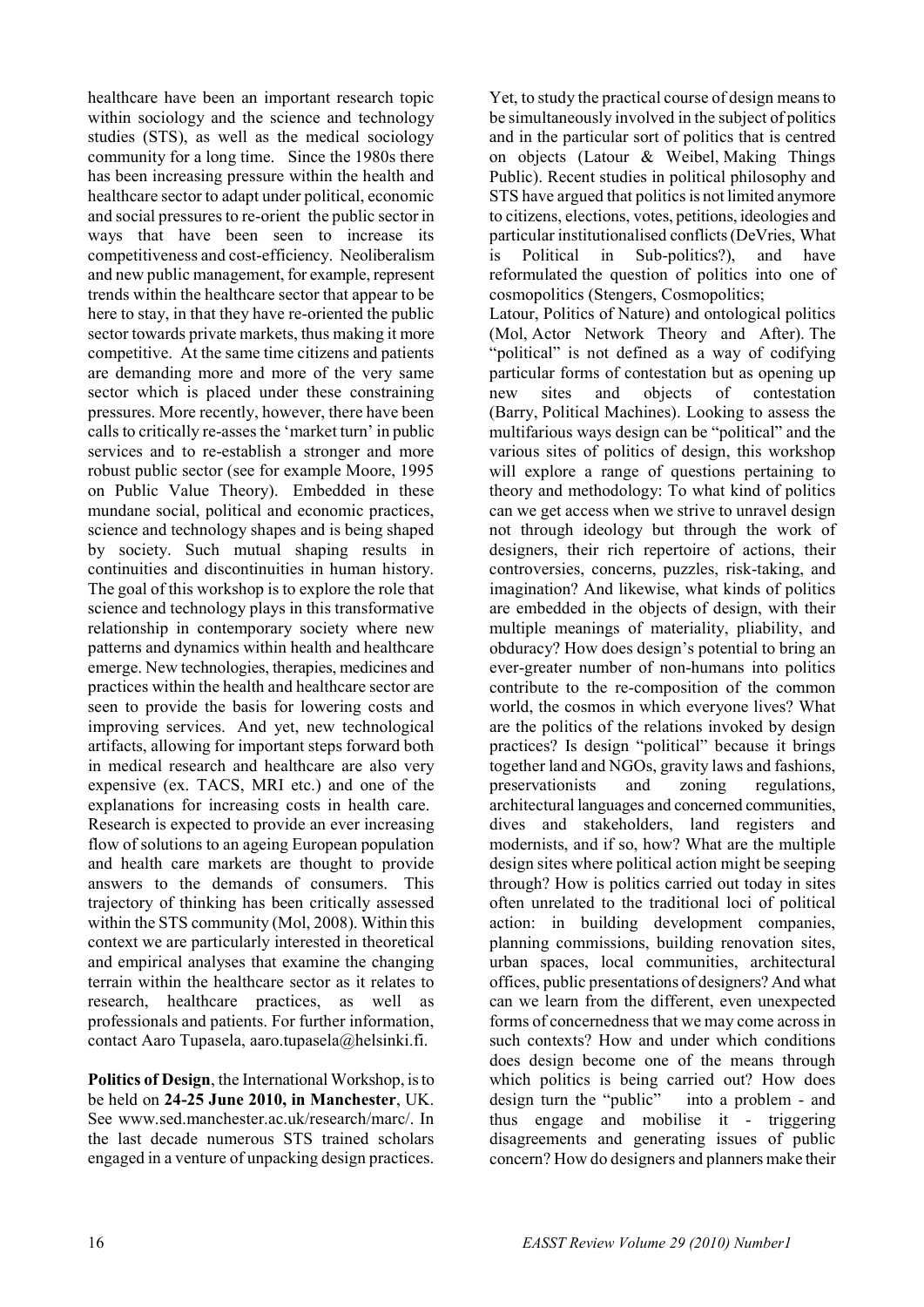healthcare have been an important research topic within sociology and the science and technology studies (STS), as well as the medical sociology community for a long time. Since the 1980s there has been increasing pressure within the health and healthcare sector to adapt under political, economic and social pressures to re-orient the public sector in ways that have been seen to increase its competitiveness and cost-efficiency. Neoliberalism and new public management, for example, represent trends within the healthcare sector that appear to be here to stay, in that they have re-oriented the public sector towards private markets, thus making it more competitive. At the same time citizens and patients are demanding more and more of the very same sector which is placed under these constraining pressures. More recently, however, there have been calls to critically re-asses the 'market turn' in public services and to re-establish a stronger and more robust public sector (see for example Moore, 1995 on Public Value Theory). Embedded in these mundane social, political and economic practices, science and technology shapes and is being shaped by society. Such mutual shaping results in continuities and discontinuities in human history. The goal of this workshop is to explore the role that science and technology plays in this transformative relationship in contemporary society where new patterns and dynamics within health and healthcare emerge. New technologies, therapies, medicines and practices within the health and healthcare sector are seen to provide the basis for lowering costs and improving services. And yet, new technological artifacts, allowing for important steps forward both in medical research and healthcare are also very expensive (ex. TACS, MRI etc.) and one of the explanations for increasing costs in health care. Research is expected to provide an ever increasing flow of solutions to an ageing European population and health care markets are thought to provide answers to the demands of consumers. This trajectory of thinking has been critically assessed within the STS community (Mol, 2008). Within this context we are particularly interested in theoretical and empirical analyses that examine the changing terrain within the healthcare sector as it relates to research, healthcare practices, as well as professionals and patients. For further information, contact Aaro Tupasela, aaro.tupasela@helsinki.fi.

**Politics of Design**, the International Workshop, is to be held on **24-25 June 2010, in Manchester**, UK. See www.sed.manchester.ac.uk/research/marc/. In the last decade numerous STS trained scholars engaged in a venture of unpacking design practices. Yet, to study the practical course of design means to be simultaneously involved in the subject of politics and in the particular sort of politics that is centred on objects (Latour & Weibel, Making Things Public). Recent studies in political philosophy and STS have argued that politics is not limited anymore to citizens, elections, votes, petitions, ideologies and particular institutionalised conflicts (DeVries, What is Political in Sub-politics?), and have reformulated the question of politics into one of cosmopolitics (Stengers, Cosmopolitics; Latour, Politics of Nature) and ontological politics (Mol, Actor Network Theory and After). The "political" is not defined as a way of codifying particular forms of contestation but as opening up new sites and objects of contestation (Barry, Political Machines). Looking to assess the multifarious ways design can be "political" and the various sites of politics of design, this workshop will explore a range of questions pertaining to theory and methodology: To what kind of politics can we get access when we strive to unravel design not through ideology but through the work of designers, their rich repertoire of actions, their controversies, concerns, puzzles, risk-taking, and imagination? And likewise, what kinds of politics are embedded in the objects of design, with their multiple meanings of materiality, pliability, and obduracy? How does design's potential to bring an ever-greater number of non-humans into politics contribute to the re-composition of the common world, the cosmos in which everyone lives? What are the politics of the relations invoked by design practices? Is design "political" because it brings together land and NGOs, gravity laws and fashions, preservationists and zoning regulations, architectural languages and concerned communities, dives and stakeholders, land registers and modernists, and if so, how? What are the multiple design sites where political action might be seeping through? How is politics carried out today in sites often unrelated to the traditional loci of political action: in building development companies, planning commissions, building renovation sites, urban spaces, local communities, architectural offices, public presentations of designers? And what can we learn from the different, even unexpected forms of concernedness that we may come across in such contexts? How and under which conditions does design become one of the means through which politics is being carried out? How does design turn the "public" into a problem - and thus engage and mobilise it - triggering disagreements and generating issues of public concern? How do designers and planners make their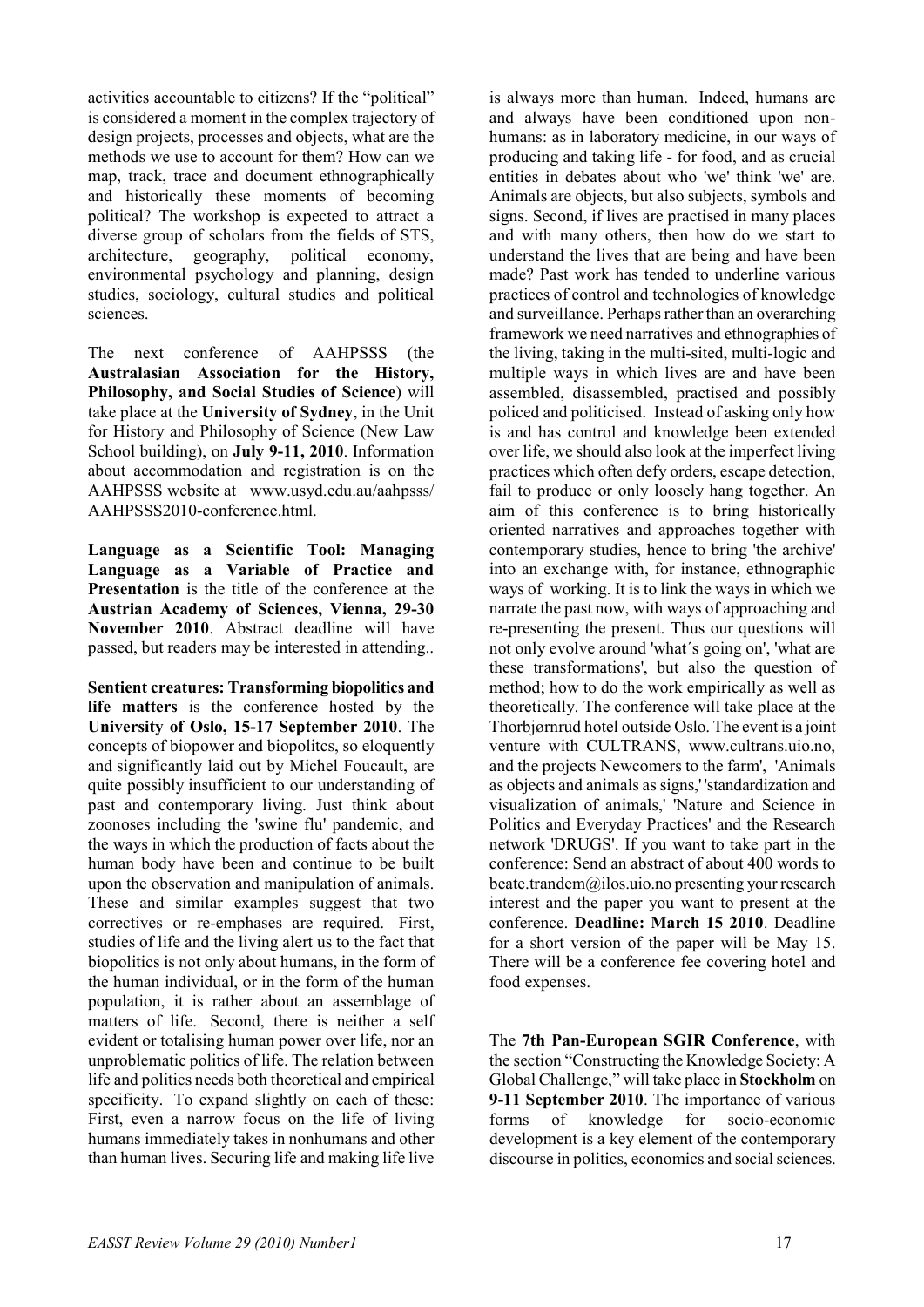activities accountable to citizens? If the "political" is considered a moment in the complex trajectory of design projects, processes and objects, what are the methods we use to account for them? How can we map, track, trace and document ethnographically and historically these moments of becoming political? The workshop is expected to attract a diverse group of scholars from the fields of STS, architecture, geography, political economy, environmental psychology and planning, design studies, sociology, cultural studies and political sciences.

The next conference of AAHPSSS (the **Australasian Association for the History, Philosophy, and Social Studies of Science**) will take place at the **University of Sydney**, in the Unit for History and Philosophy of Science (New Law School building), on **July 9-11, 2010**. Information about accommodation and registration is on the AAHPSSS website at www.usyd.edu.au/aahpsss/AAHPSSS2010-conference.html.

**Language as a Scientific Tool: Managing Language as a Variable of Practice and Presentation** is the title of the conference at the **Austrian Academy of Sciences, Vienna, 29-30 November 2010**. Abstract deadline will have passed, but readers may be interested in attending..

**Sentient creatures: Transforming biopolitics and life matters** is the conference hosted by the **University of Oslo, 15-17 September 2010**. The concepts of biopower and biopolitcs, so eloquently and significantly laid out by Michel Foucault, are quite possibly insufficient to our understanding of past and contemporary living. Just think about zoonoses including the 'swine flu' pandemic, and the ways in which the production of facts about the human body have been and continue to be built upon the observation and manipulation of animals. These and similar examples suggest that two correctives or re-emphases are required. First, studies of life and the living alert us to the fact that biopolitics is not only about humans, in the form of the human individual, or in the form of the human population, it is rather about an assemblage of matters of life. Second, there is neither a self evident or totalising human power over life, nor an unproblematic politics of life. The relation between life and politics needs both theoretical and empirical specificity. To expand slightly on each of these: First, even a narrow focus on the life of living humans immediately takes in nonhumans and other than human lives. Securing life and making life live is always more than human. Indeed, humans are and always have been conditioned upon non-humans: as in laboratory medicine, in our ways of producing and taking life - for food, and as crucial entities in debates about who 'we' think 'we' are. Animals are objects, but also subjects, symbols and signs. Second, if lives are practised in many places and with many others, then how do we start to understand the lives that are being and have been made? Past work has tended to underline various practices of control and technologies of knowledge and surveillance. Perhaps rather than an overarching framework we need narratives and ethnographies of the living, taking in the multi-sited, multi-logic and multiple ways in which lives are and have been assembled, disassembled, practised and possibly policed and politicised. Instead of asking only how is and has control and knowledge been extended over life, we should also look at the imperfect living practices which often defy orders, escape detection, fail to produce or only loosely hang together. An aim of this conference is to bring historically oriented narratives and approaches together with contemporary studies, hence to bring 'the archive' into an exchange with, for instance, ethnographic ways of working. It is to link the ways in which we narrate the past now, with ways of approaching and re-presenting the present. Thus our questions will not only evolve around 'what´s going on', 'what are these transformations', but also the question of method; how to do the work empirically as well as theoretically. The conference will take place at the Thorbjørnrud hotel outside Oslo. The event is a joint venture with CULTRANS, www.cultrans.uio.no, and the projects Newcomers to the farm', 'Animals as objects and animals as signs,' 'standardization and visualization of animals,' 'Nature and Science in Politics and Everyday Practices' and the Research network 'DRUGS'. If you want to take part in the conference: Send an abstract of about 400 words to beate.trandem@ilos.uio.no presenting your research interest and the paper you want to present at the conference. **Deadline: March 15 2010**. Deadline for a short version of the paper will be May 15. There will be a conference fee covering hotel and food expenses.

The **7th Pan-European SGIR Conference**, with the section "Constructing the Knowledge Society: A Global Challenge," will take place in **Stockholm** on **9-11 September 2010**. The importance of various forms of knowledge for socio-economic development is a key element of the contemporary discourse in politics, economics and social sciences.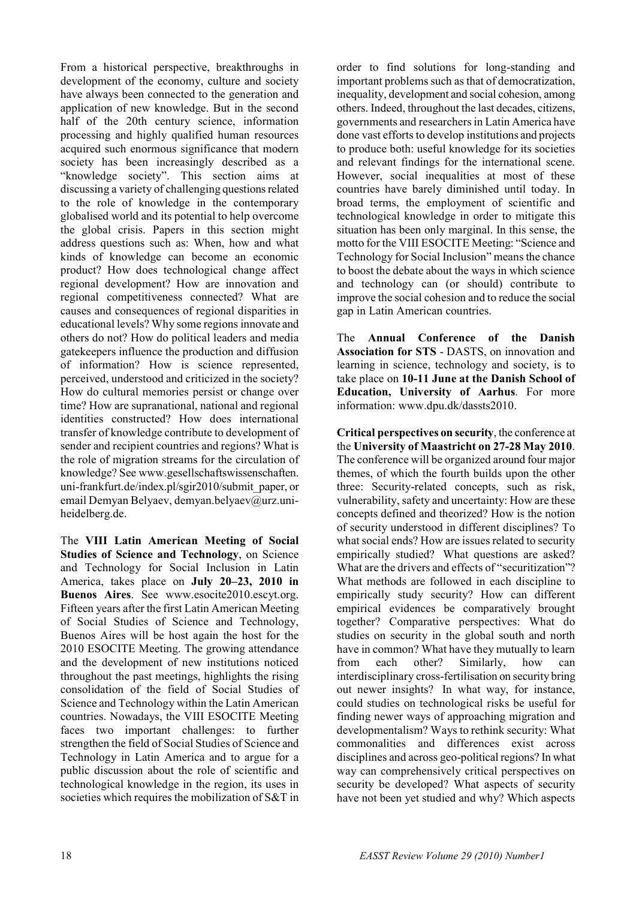From a historical perspective, breakthroughs in development of the economy, culture and society have always been connected to the generation and application of new knowledge. But in the second half of the 20th century science, information processing and highly qualified human resources acquired such enormous significance that modern society has been increasingly described as a "knowledge society". This section aims at discussing a variety of challenging questions related to the role of knowledge in the contemporary globalised world and its potential to help overcome the global crisis. Papers in this section might address questions such as: When, how and what kinds of knowledge can become an economic product? How does technological change affect regional development? How are innovation and regional competitiveness connected? What are causes and consequences of regional disparities in educational levels? Why some regions innovate and others do not? How do political leaders and media gatekeepers influence the production and diffusion of information? How is science represented, perceived, understood and criticized in the society? How do cultural memories persist or change over time? How are supranational, national and regional identities constructed? How does international transfer of knowledge contribute to development of sender and recipient countries and regions? What is the role of migration streams for the circulation of knowledge? See www.gesellschaftswissenschaften.uni-frankfurt.de/index.pl/sgir2010/submit_paper, or email Demyan Belyaev, demyan.belyaev@urz.uni-heidelberg.de.

The **VIII Latin American Meeting of Social Studies of Science and Technology**, on Science and Technology for Social Inclusion in Latin America, takes place on **July 20–23, 2010 in Buenos Aires**. See www.esocite2010.escyt.org. Fifteen years after the first Latin American Meeting of Social Studies of Science and Technology, Buenos Aires will be host again the host for the 2010 ESOCITE Meeting. The growing attendance and the development of new institutions noticed throughout the past meetings, highlights the rising consolidation of the field of Social Studies of Science and Technology within the Latin American countries. Nowadays, the VIII ESOCITE Meeting faces two important challenges: to further strengthen the field of Social Studies of Science and Technology in Latin America and to argue for a public discussion about the role of scientific and technological knowledge in the region, its uses in societies which requires the mobilization of S&T in order to find solutions for long-standing and important problems such as that of democratization, inequality, development and social cohesion, among others. Indeed, throughout the last decades, citizens, governments and researchers in Latin America have done vast efforts to develop institutions and projects to produce both: useful knowledge for its societies and relevant findings for the international scene. However, social inequalities at most of these countries have barely diminished until today. In broad terms, the employment of scientific and technological knowledge in order to mitigate this situation has been only marginal. In this sense, the motto for the VIII ESOCITE Meeting: "Science and Technology for Social Inclusion" means the chance to boost the debate about the ways in which science and technology can (or should) contribute to improve the social cohesion and to reduce the social gap in Latin American countries.

The **Annual Conference of the Danish Association for STS** - DASTS, on innovation and learning in science, technology and society, is to take place on **10-11 June at the Danish School of Education, University of Aarhus**. For more information: www.dpu.dk/dassts2010.

**Critical perspectives on security**, the conference at the **University of Maastricht on 27-28 May 2010**. The conference will be organized around four major themes, of which the fourth builds upon the other three: Security-related concepts, such as risk, vulnerability, safety and uncertainty: How are these concepts defined and theorized? How is the notion of security understood in different disciplines? To what social ends? How are issues related to security empirically studied? What questions are asked? What are the drivers and effects of "securitization"? What methods are followed in each discipline to empirically study security? How can different empirical evidences be comparatively brought together? Comparative perspectives: What do studies on security in the global south and north have in common? What have they mutually to learn from each other? Similarly, how can interdisciplinary cross-fertilisation on security bring out newer insights? In what way, for instance, could studies on technological risks be useful for finding newer ways of approaching migration and developmentalism? Ways to rethink security: What commonalities and differences exist across disciplines and across geo-political regions? In what way can comprehensively critical perspectives on security be developed? What aspects of security have not been yet studied and why? Which aspects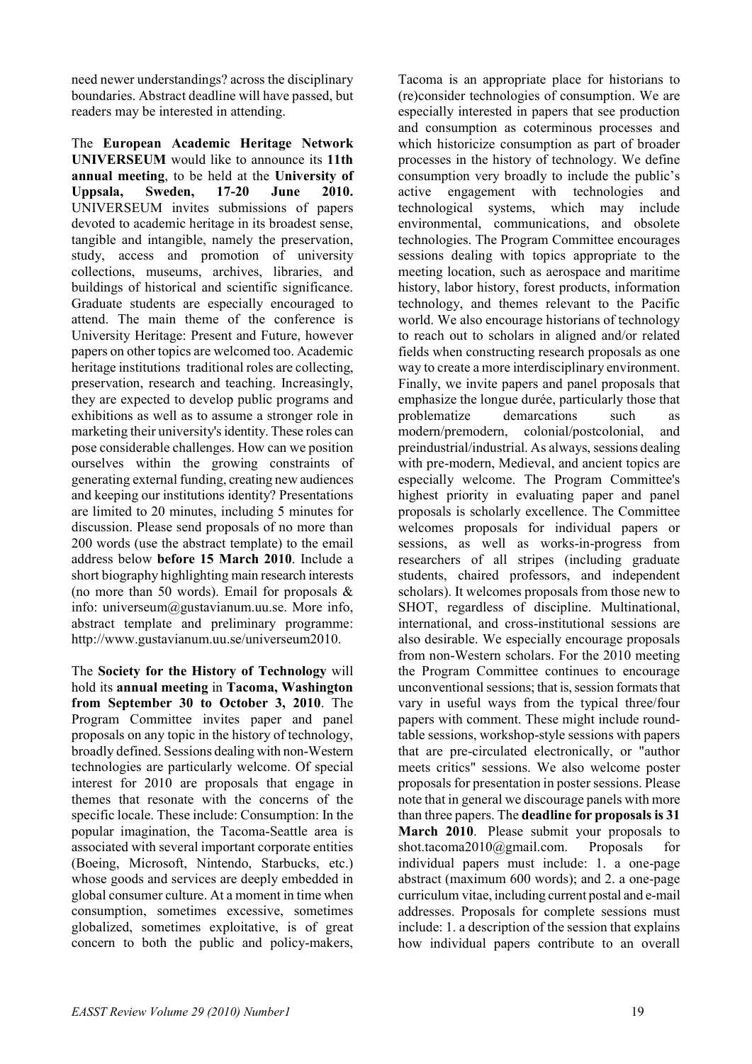need newer understandings? across the disciplinary boundaries. Abstract deadline will have passed, but readers may be interested in attending.

The **European Academic Heritage Network UNIVERSEUM** would like to announce its **11th annual meeting**, to be held at the **University of Uppsala, Sweden, 17-20 June 2010.** UNIVERSEUM invites submissions of papers devoted to academic heritage in its broadest sense, tangible and intangible, namely the preservation, study, access and promotion of university collections, museums, archives, libraries, and buildings of historical and scientific significance. Graduate students are especially encouraged to attend. The main theme of the conference is University Heritage: Present and Future, however papers on other topics are welcomed too. Academic heritage institutions traditional roles are collecting, preservation, research and teaching. Increasingly, they are expected to develop public programs and exhibitions as well as to assume a stronger role in marketing their university's identity. These roles can pose considerable challenges. How can we position ourselves within the growing constraints of generating external funding, creating new audiences and keeping our institutions identity? Presentations are limited to 20 minutes, including 5 minutes for discussion. Please send proposals of no more than 200 words (use the abstract template) to the email address below **before 15 March 2010**. Include a short biography highlighting main research interests (no more than 50 words). Email for proposals & info: universeum@gustavianum.uu.se. More info, abstract template and preliminary programme: http://www.gustavianum.uu.se/universeum2010.

The **Society for the History of Technology** will hold its **annual meeting** in **Tacoma, Washington from September 30 to October 3, 2010**. The Program Committee invites paper and panel proposals on any topic in the history of technology, broadly defined. Sessions dealing with non-Western technologies are particularly welcome. Of special interest for 2010 are proposals that engage in themes that resonate with the concerns of the specific locale. These include: Consumption: In the popular imagination, the Tacoma-Seattle area is associated with several important corporate entities (Boeing, Microsoft, Nintendo, Starbucks, etc.) whose goods and services are deeply embedded in global consumer culture. At a moment in time when consumption, sometimes excessive, sometimes globalized, sometimes exploitative, is of great concern to both the public and policy-makers, Tacoma is an appropriate place for historians to (re)consider technologies of consumption. We are especially interested in papers that see production and consumption as coterminous processes and which historicize consumption as part of broader processes in the history of technology. We define consumption very broadly to include the public's active engagement with technologies and technological systems, which may include environmental, communications, and obsolete technologies. The Program Committee encourages sessions dealing with topics appropriate to the meeting location, such as aerospace and maritime history, labor history, forest products, information technology, and themes relevant to the Pacific world. We also encourage historians of technology to reach out to scholars in aligned and/or related fields when constructing research proposals as one way to create a more interdisciplinary environment. Finally, we invite papers and panel proposals that emphasize the longue durée, particularly those that problematize demarcations such as modern/premodern, colonial/postcolonial, and preindustrial/industrial. As always, sessions dealing with pre-modern, Medieval, and ancient topics are especially welcome. The Program Committee's highest priority in evaluating paper and panel proposals is scholarly excellence. The Committee welcomes proposals for individual papers or sessions, as well as works-in-progress from researchers of all stripes (including graduate students, chaired professors, and independent scholars). It welcomes proposals from those new to SHOT, regardless of discipline. Multinational, international, and cross-institutional sessions are also desirable. We especially encourage proposals from non-Western scholars. For the 2010 meeting the Program Committee continues to encourage unconventional sessions; that is, session formats that vary in useful ways from the typical three/four papers with comment. These might include round-table sessions, workshop-style sessions with papers that are pre-circulated electronically, or "author meets critics" sessions. We also welcome poster proposals for presentation in poster sessions. Please note that in general we discourage panels with more than three papers. The **deadline for proposals is 31 March 2010**. Please submit your proposals to shot.tacoma2010@gmail.com. Proposals for individual papers must include: 1. a one-page abstract (maximum 600 words); and 2. a one-page curriculum vitae, including current postal and e-mail addresses. Proposals for complete sessions must include: 1. a description of the session that explains how individual papers contribute to an overall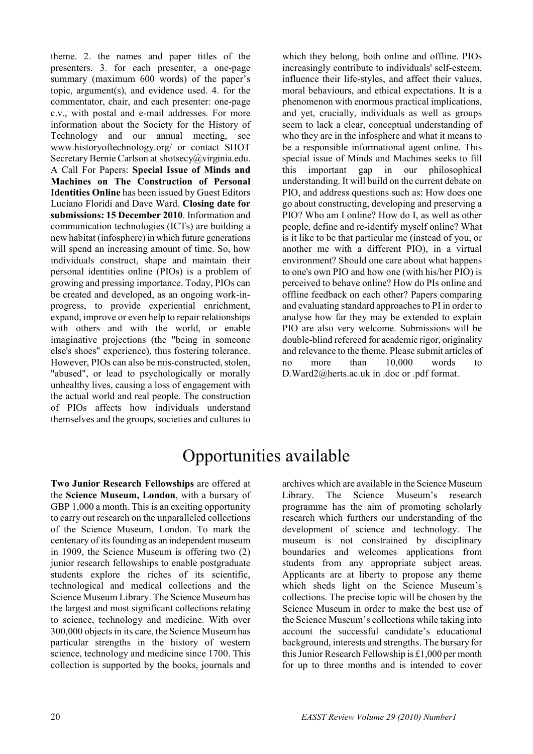theme. 2. the names and paper titles of the presenters. 3. for each presenter, a one-page summary (maximum 600 words) of the paper's topic, argument(s), and evidence used. 4. for the commentator, chair, and each presenter: one-page c.v., with postal and e-mail addresses. For more information about the Society for the History of Technology and our annual meeting, see www.historyoftechnology.org/ or contact SHOT Secretary Bernie Carlson at shotsecy@virginia.edu.

A Call For Papers: **Special Issue of Minds and Machines on The Construction of Personal Identities Online** has been issued by Guest Editors Luciano Floridi and Dave Ward. **Closing date for submissions: 15 December 2010**. Information and communication technologies (ICTs) are building a new habitat (infosphere) in which future generations will spend an increasing amount of time. So, how individuals construct, shape and maintain their personal identities online (PIOs) is a problem of growing and pressing importance. Today, PIOs can be created and developed, as an ongoing work-in-progress, to provide experiential enrichment, expand, improve or even help to repair relationships with others and with the world, or enable imaginative projections (the "being in someone else's shoes" experience), thus fostering tolerance. However, PIOs can also be mis-constructed, stolen, "abused", or lead to psychologically or morally unhealthy lives, causing a loss of engagement with the actual world and real people. The construction of PIOs affects how individuals understand themselves and the groups, societies and cultures to which they belong, both online and offline. PIOs increasingly contribute to individuals' self-esteem, influence their life-styles, and affect their values, moral behaviours, and ethical expectations. It is a phenomenon with enormous practical implications, and yet, crucially, individuals as well as groups seem to lack a clear, conceptual understanding of who they are in the infosphere and what it means to be a responsible informational agent online. This special issue of Minds and Machines seeks to fill this important gap in our philosophical understanding. It will build on the current debate on PIO, and address questions such as: How does one go about constructing, developing and preserving a PIO? Who am I online? How do I, as well as other people, define and re-identify myself online? What is it like to be that particular me (instead of you, or another me with a different PIO), in a virtual environment? Should one care about what happens to one's own PIO and how one (with his/her PIO) is perceived to behave online? How do PIs online and offline feedback on each other? Papers comparing and evaluating standard approaches to PI in order to analyse how far they may be extended to explain PIO are also very welcome. Submissions will be double-blind refereed for academic rigor, originality and relevance to the theme. Please submit articles of no more than 10,000 words to D.Ward2@herts.ac.uk in .doc or .pdf format.

# Opportunities available

**Two Junior Research Fellowships** are offered at the **Science Museum, London**, with a bursary of GBP 1,000 a month. This is an exciting opportunity to carry out research on the unparalleled collections of the Science Museum, London. To mark the centenary of its founding as an independent museum in 1909, the Science Museum is offering two (2) junior research fellowships to enable postgraduate students explore the riches of its scientific, technological and medical collections and the Science Museum Library. The Science Museum has the largest and most significant collections relating to science, technology and medicine. With over 300,000 objects in its care, the Science Museum has particular strengths in the history of western science, technology and medicine since 1700. This collection is supported by the books, journals and archives which are available in the Science Museum Library. The Science Museum's research programme has the aim of promoting scholarly research which furthers our understanding of the development of science and technology. The museum is not constrained by disciplinary boundaries and welcomes applications from students from any appropriate subject areas. Applicants are at liberty to propose any theme which sheds light on the Science Museum's collections. The precise topic will be chosen by the Science Museum in order to make the best use of the Science Museum's collections while taking into account the successful candidate's educational background, interests and strengths. The bursary for this Junior Research Fellowship is £1,000 per month for up to three months and is intended to cover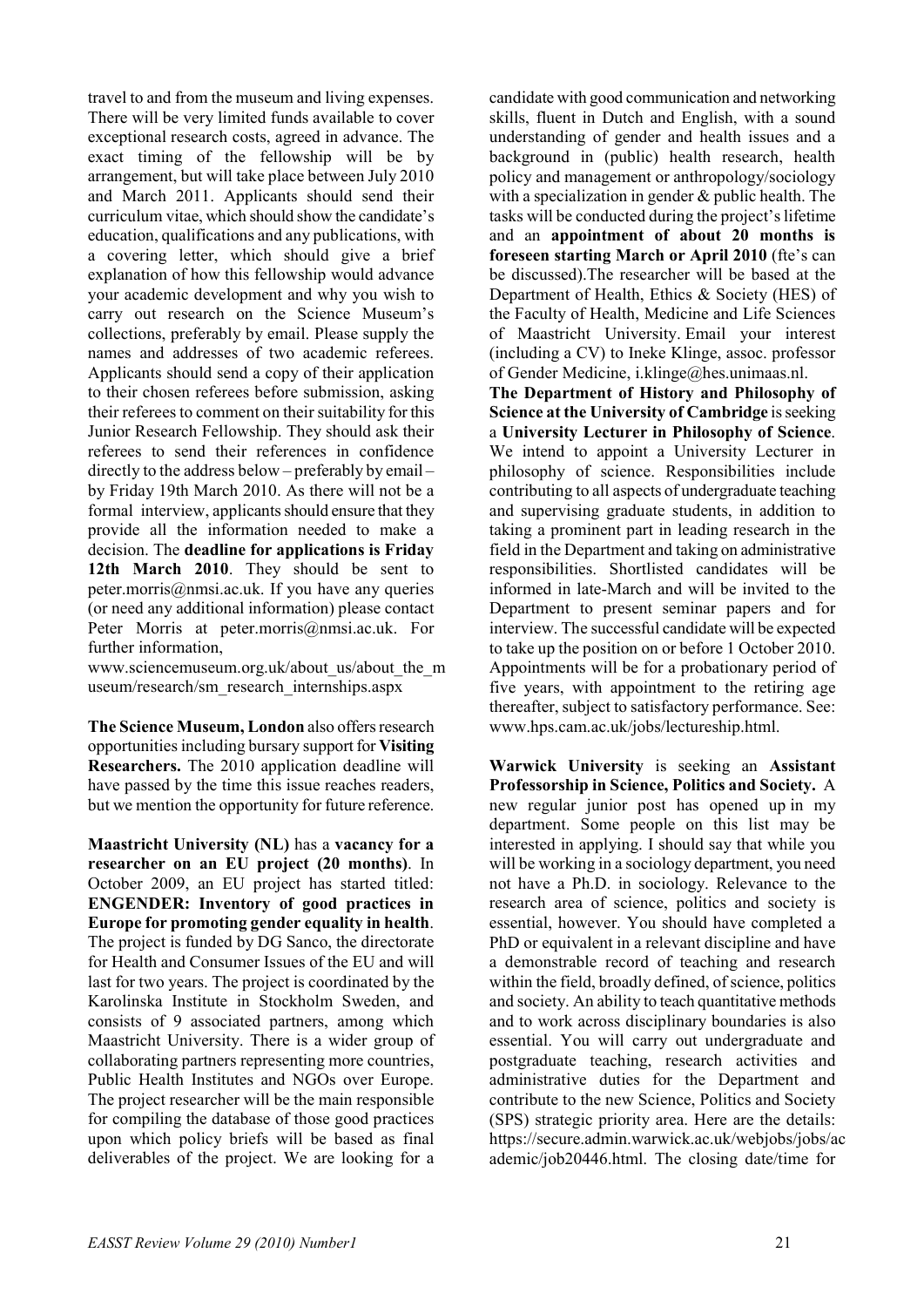travel to and from the museum and living expenses. There will be very limited funds available to cover exceptional research costs, agreed in advance. The exact timing of the fellowship will be by arrangement, but will take place between July 2010 and March 2011. Applicants should send their curriculum vitae, which should show the candidate's education, qualifications and any publications, with a covering letter, which should give a brief explanation of how this fellowship would advance your academic development and why you wish to carry out research on the Science Museum's collections, preferably by email. Please supply the names and addresses of two academic referees. Applicants should send a copy of their application to their chosen referees before submission, asking their referees to comment on their suitability for this Junior Research Fellowship. They should ask their referees to send their references in confidence directly to the address below – preferably by email – by Friday 19th March 2010. As there will not be a formal interview, applicants should ensure that they provide all the information needed to make a decision. The **deadline for applications is Friday 12th March 2010**. They should be sent to peter.morris@nmsi.ac.uk. If you have any queries (or need any additional information) please contact Peter Morris at peter.morris@nmsi.ac.uk. For further information,

www.sciencemuseum.org.uk/about_us/about_the_museum/research/sm_research_internships.aspx

**The Science Museum, London** also offers research opportunities including bursary support for **Visiting Researchers.** The 2010 application deadline will have passed by the time this issue reaches readers, but we mention the opportunity for future reference.

**Maastricht University (NL)** has a **vacancy for a researcher on an EU project (20 months)**. In October 2009, an EU project has started titled: **ENGENDER: Inventory of good practices in Europe for promoting gender equality in health**. The project is funded by DG Sanco, the directorate for Health and Consumer Issues of the EU and will last for two years. The project is coordinated by the Karolinska Institute in Stockholm Sweden, and consists of 9 associated partners, among which Maastricht University. There is a wider group of collaborating partners representing more countries, Public Health Institutes and NGOs over Europe. The project researcher will be the main responsible for compiling the database of those good practices upon which policy briefs will be based as final deliverables of the project. We are looking for a candidate with good communication and networking skills, fluent in Dutch and English, with a sound understanding of gender and health issues and a background in (public) health research, health policy and management or anthropology/sociology with a specialization in gender & public health. The tasks will be conducted during the project's lifetime and an **appointment of about 20 months is foreseen starting March or April 2010** (fte's can be discussed).The researcher will be based at the Department of Health, Ethics & Society (HES) of the Faculty of Health, Medicine and Life Sciences of Maastricht University. Email your interest (including a CV) to Ineke Klinge, assoc. professor of Gender Medicine, i.klinge@hes.unimaas.nl.

**The Department of History and Philosophy of Science at the University of Cambridge** is seeking a **University Lecturer in Philosophy of Science**. We intend to appoint a University Lecturer in philosophy of science. Responsibilities include contributing to all aspects of undergraduate teaching and supervising graduate students, in addition to taking a prominent part in leading research in the field in the Department and taking on administrative responsibilities. Shortlisted candidates will be informed in late-March and will be invited to the Department to present seminar papers and for interview. The successful candidate will be expected to take up the position on or before 1 October 2010. Appointments will be for a probationary period of five years, with appointment to the retiring age thereafter, subject to satisfactory performance. See: www.hps.cam.ac.uk/jobs/lectureship.html.

**Warwick University** is seeking an **Assistant Professorship in Science, Politics and Society.** A new regular junior post has opened up in my department. Some people on this list may be interested in applying. I should say that while you will be working in a sociology department, you need not have a Ph.D. in sociology. Relevance to the research area of science, politics and society is essential, however. You should have completed a PhD or equivalent in a relevant discipline and have a demonstrable record of teaching and research within the field, broadly defined, of science, politics and society. An ability to teach quantitative methods and to work across disciplinary boundaries is also essential. You will carry out undergraduate and postgraduate teaching, research activities and administrative duties for the Department and contribute to the new Science, Politics and Society (SPS) strategic priority area. Here are the details: https://secure.admin.warwick.ac.uk/webjobs/jobs/academic/job20446.html. The closing date/time for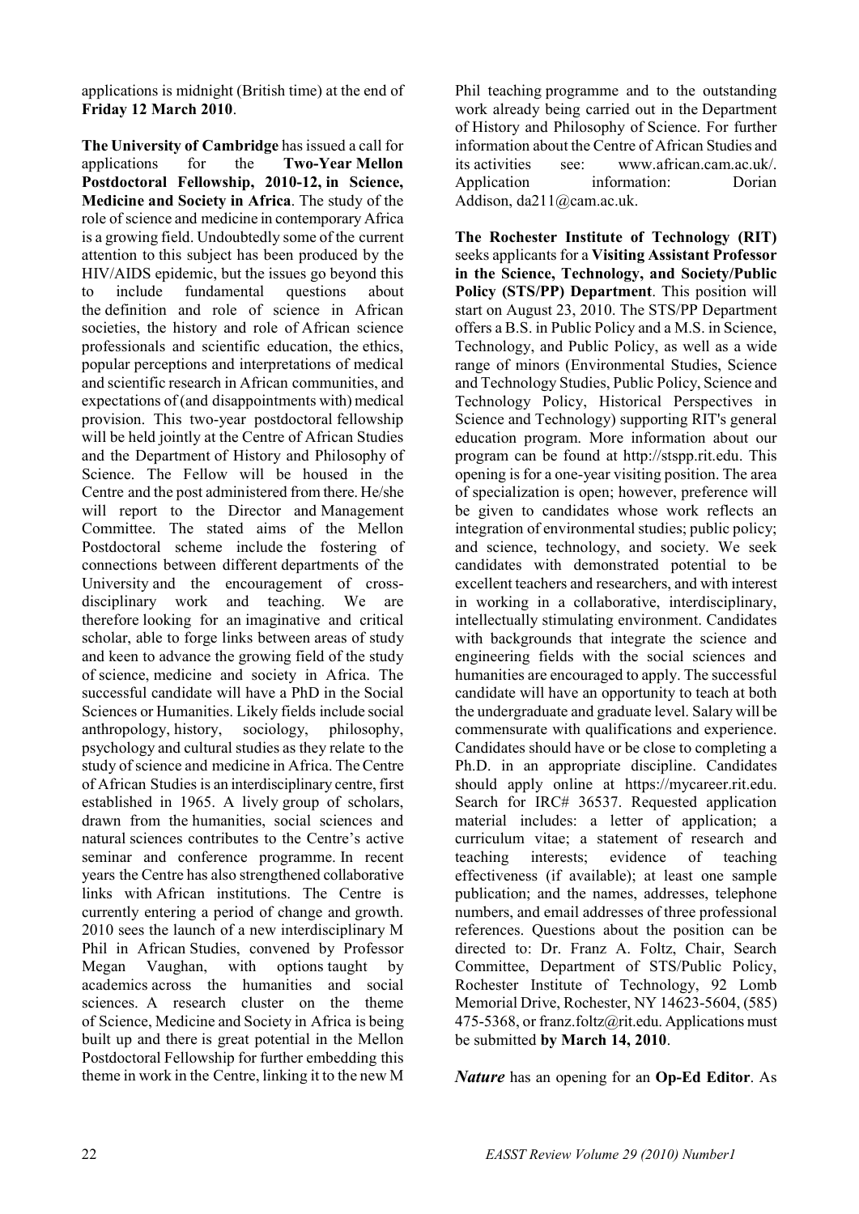applications is midnight (British time) at the end of **Friday 12 March 2010**.

**The University of Cambridge** has issued a call for applications for the **Two-Year Mellon Postdoctoral Fellowship, 2010-12, in Science, Medicine and Society in Africa**. The study of the role of science and medicine in contemporary Africa is a growing field. Undoubtedly some of the current attention to this subject has been produced by the HIV/AIDS epidemic, but the issues go beyond this to include fundamental questions about the definition and role of science in African societies, the history and role of African science professionals and scientific education, the ethics, popular perceptions and interpretations of medical and scientific research in African communities, and expectations of (and disappointments with) medical provision. This two-year postdoctoral fellowship will be held jointly at the Centre of African Studies and the Department of History and Philosophy of Science. The Fellow will be housed in the Centre and the post administered from there. He/she will report to the Director and Management Committee. The stated aims of the Mellon Postdoctoral scheme include the fostering of connections between different departments of the University and the encouragement of cross-disciplinary work and teaching. We are therefore looking for an imaginative and critical scholar, able to forge links between areas of study and keen to advance the growing field of the study of science, medicine and society in Africa. The successful candidate will have a PhD in the Social Sciences or Humanities. Likely fields include social anthropology, history, sociology, philosophy, psychology and cultural studies as they relate to the study of science and medicine in Africa. The Centre of African Studies is an interdisciplinary centre, first established in 1965. A lively group of scholars, drawn from the humanities, social sciences and natural sciences contributes to the Centre's active seminar and conference programme. In recent years the Centre has also strengthened collaborative links with African institutions. The Centre is currently entering a period of change and growth. 2010 sees the launch of a new interdisciplinary M Phil in African Studies, convened by Professor Megan Vaughan, with options taught by academics across the humanities and social sciences. A research cluster on the theme of Science, Medicine and Society in Africa is being built up and there is great potential in the Mellon Postdoctoral Fellowship for further embedding this theme in work in the Centre, linking it to the new M Phil teaching programme and to the outstanding work already being carried out in the Department of History and Philosophy of Science. For further information about the Centre of African Studies and its activities see: www.african.cam.ac.uk/. Application information: Dorian Addison, da211@cam.ac.uk.

**The Rochester Institute of Technology (RIT)** seeks applicants for a **Visiting Assistant Professor in the Science, Technology, and Society/Public Policy (STS/PP) Department**. This position will start on August 23, 2010. The STS/PP Department offers a B.S. in Public Policy and a M.S. in Science, Technology, and Public Policy, as well as a wide range of minors (Environmental Studies, Science and Technology Studies, Public Policy, Science and Technology Policy, Historical Perspectives in Science and Technology) supporting RIT's general education program. More information about our program can be found at http://stspp.rit.edu. This opening is for a one-year visiting position. The area of specialization is open; however, preference will be given to candidates whose work reflects an integration of environmental studies; public policy; and science, technology, and society. We seek candidates with demonstrated potential to be excellent teachers and researchers, and with interest in working in a collaborative, interdisciplinary, intellectually stimulating environment. Candidates with backgrounds that integrate the science and engineering fields with the social sciences and humanities are encouraged to apply. The successful candidate will have an opportunity to teach at both the undergraduate and graduate level. Salary will be commensurate with qualifications and experience. Candidates should have or be close to completing a Ph.D. in an appropriate discipline. Candidates should apply online at https://mycareer.rit.edu. Search for IRC# 36537. Requested application material includes: a letter of application; a curriculum vitae; a statement of research and teaching interests; evidence of teaching effectiveness (if available); at least one sample publication; and the names, addresses, telephone numbers, and email addresses of three professional references. Questions about the position can be directed to: Dr. Franz A. Foltz, Chair, Search Committee, Department of STS/Public Policy, Rochester Institute of Technology, 92 Lomb Memorial Drive, Rochester, NY 14623-5604, (585) 475-5368, or franz.foltz@rit.edu. Applications must be submitted **by March 14, 2010**.

***Nature*** has an opening for an **Op-Ed Editor**. As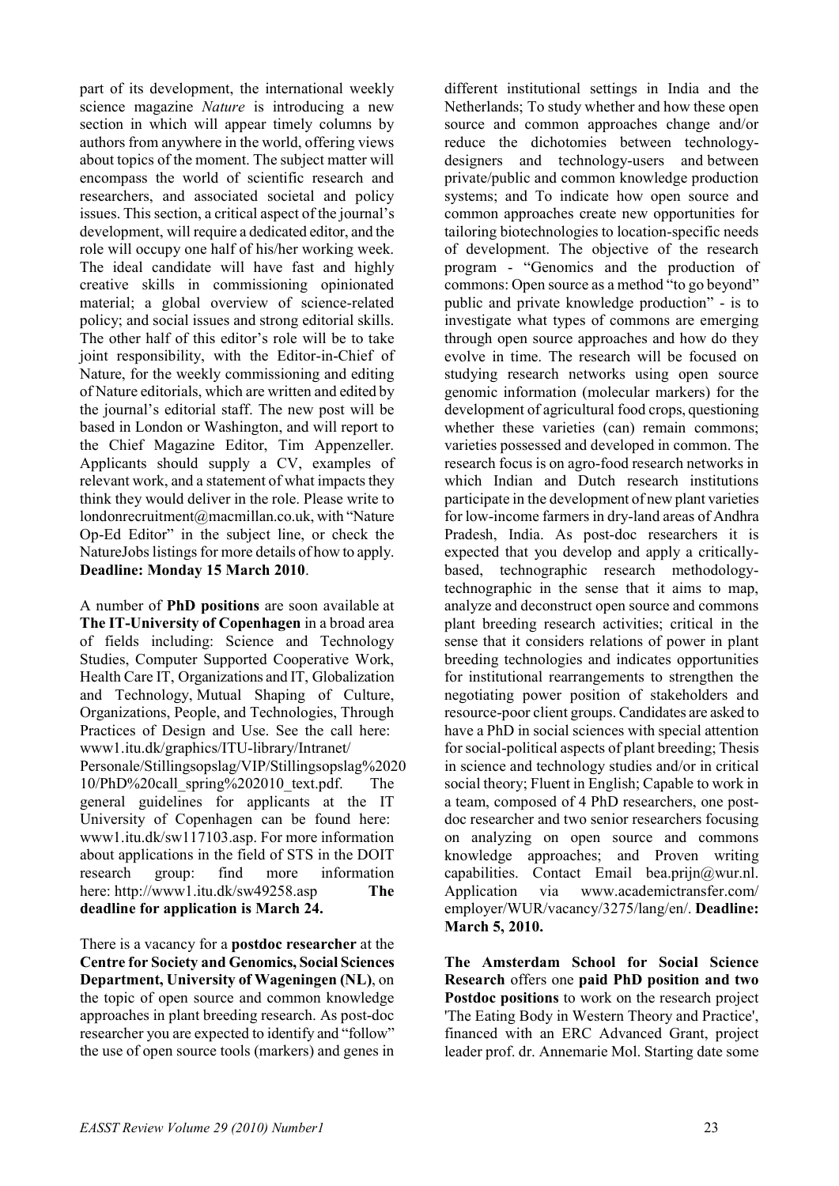part of its development, the international weekly science magazine *Nature* is introducing a new section in which will appear timely columns by authors from anywhere in the world, offering views about topics of the moment. The subject matter will encompass the world of scientific research and researchers, and associated societal and policy issues. This section, a critical aspect of the journal's development, will require a dedicated editor, and the role will occupy one half of his/her working week. The ideal candidate will have fast and highly creative skills in commissioning opinionated material; a global overview of science-related policy; and social issues and strong editorial skills. The other half of this editor's role will be to take joint responsibility, with the Editor-in-Chief of Nature, for the weekly commissioning and editing of Nature editorials, which are written and edited by the journal's editorial staff. The new post will be based in London or Washington, and will report to the Chief Magazine Editor, Tim Appenzeller. Applicants should supply a CV, examples of relevant work, and a statement of what impacts they think they would deliver in the role. Please write to londonrecruitment@macmillan.co.uk, with "Nature Op-Ed Editor" in the subject line, or check the NatureJobs listings for more details of how to apply. **Deadline: Monday 15 March 2010**.

A number of **PhD positions** are soon available at **The IT-University of Copenhagen** in a broad area of fields including: Science and Technology Studies, Computer Supported Cooperative Work, Health Care IT, Organizations and IT, Globalization and Technology, Mutual Shaping of Culture, Organizations, People, and Technologies, Through Practices of Design and Use. See the call here: www1.itu.dk/graphics/ITU-library/Intranet/Personale/Stillingsopslag/VIP/Stillingsopslag%202010/PhD%20call_spring%202010_text.pdf. The general guidelines for applicants at the IT University of Copenhagen can be found here: www1.itu.dk/sw117103.asp. For more information about applications in the field of STS in the DOIT research group: find more information here: http://www1.itu.dk/sw49258.asp **The deadline for application is March 24.**

There is a vacancy for a **postdoc researcher** at the **Centre for Society and Genomics, Social Sciences Department, University of Wageningen (NL)**, on the topic of open source and common knowledge approaches in plant breeding research. As post-doc researcher you are expected to identify and "follow" the use of open source tools (markers) and genes in different institutional settings in India and the Netherlands; To study whether and how these open source and common approaches change and/or reduce the dichotomies between technology-designers and technology-users and between private/public and common knowledge production systems; and To indicate how open source and common approaches create new opportunities for tailoring biotechnologies to location-specific needs of development. The objective of the research program - "Genomics and the production of commons: Open source as a method "to go beyond" public and private knowledge production" - is to investigate what types of commons are emerging through open source approaches and how do they evolve in time. The research will be focused on studying research networks using open source genomic information (molecular markers) for the development of agricultural food crops, questioning whether these varieties (can) remain commons; varieties possessed and developed in common. The research focus is on agro-food research networks in which Indian and Dutch research institutions participate in the development of new plant varieties for low-income farmers in dry-land areas of Andhra Pradesh, India. As post-doc researchers it is expected that you develop and apply a critically-based, technographic research methodology-technographic in the sense that it aims to map, analyze and deconstruct open source and commons plant breeding research activities; critical in the sense that it considers relations of power in plant breeding technologies and indicates opportunities for institutional rearrangements to strengthen the negotiating power position of stakeholders and resource-poor client groups. Candidates are asked to have a PhD in social sciences with special attention for social-political aspects of plant breeding; Thesis in science and technology studies and/or in critical social theory; Fluent in English; Capable to work in a team, composed of 4 PhD researchers, one post-doc researcher and two senior researchers focusing on analyzing on open source and commons knowledge approaches; and Proven writing capabilities. Contact Email bea.prijn@wur.nl. Application via www.academictransfer.com/employer/WUR/vacancy/3275/lang/en/. **Deadline: March 5, 2010.**

**The Amsterdam School for Social Science Research** offers one **paid PhD position and two Postdoc positions** to work on the research project 'The Eating Body in Western Theory and Practice', financed with an ERC Advanced Grant, project leader prof. dr. Annemarie Mol. Starting date some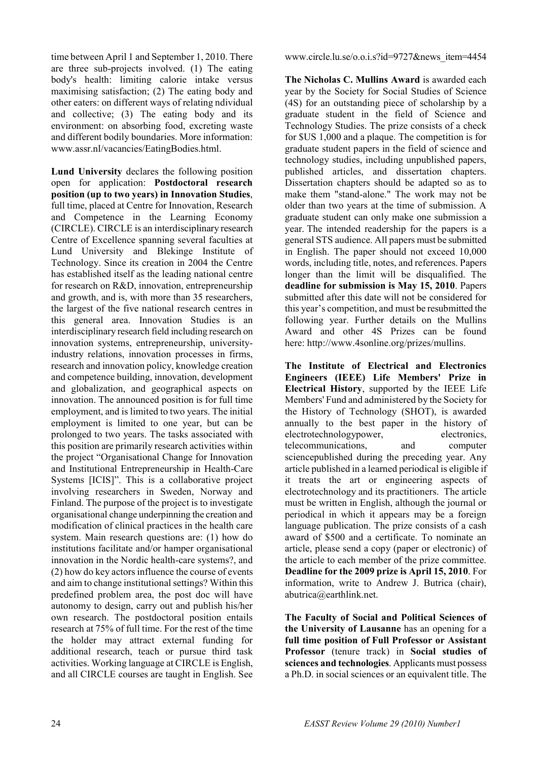time between April 1 and September 1, 2010. There are three sub-projects involved. (1) The eating body's health: limiting calorie intake versus maximising satisfaction; (2) The eating body and other eaters: on different ways of relating ndividual and collective; (3) The eating body and its environment: on absorbing food, excreting waste and different bodily boundaries. More information: www.assr.nl/vacancies/EatingBodies.html.

**Lund University** declares the following position open for application: **Postdoctoral research position (up to two years) in Innovation Studies**, full time, placed at Centre for Innovation, Research and Competence in the Learning Economy (CIRCLE). CIRCLE is an interdisciplinary research Centre of Excellence spanning several faculties at Lund University and Blekinge Institute of Technology. Since its creation in 2004 the Centre has established itself as the leading national centre for research on R&D, innovation, entrepreneurship and growth, and is, with more than 35 researchers, the largest of the five national research centres in this general area. Innovation Studies is an interdisciplinary research field including research on innovation systems, entrepreneurship, university-industry relations, innovation processes in firms, research and innovation policy, knowledge creation and competence building, innovation, development and globalization, and geographical aspects on innovation. The announced position is for full time employment, and is limited to two years. The initial employment is limited to one year, but can be prolonged to two years. The tasks associated with this position are primarily research activities within the project "Organisational Change for Innovation and Institutional Entrepreneurship in Health-Care Systems [ICIS]". This is a collaborative project involving researchers in Sweden, Norway and Finland. The purpose of the project is to investigate organisational change underpinning the creation and modification of clinical practices in the health care system. Main research questions are: (1) how do institutions facilitate and/or hamper organisational innovation in the Nordic health-care systems?, and (2) how do key actors influence the course of events and aim to change institutional settings? Within this predefined problem area, the post doc will have autonomy to design, carry out and publish his/her own research. The postdoctoral position entails research at 75% of full time. For the rest of the time the holder may attract external funding for additional research, teach or pursue third task activities. Working language at CIRCLE is English, and all CIRCLE courses are taught in English. See www.circle.lu.se/o.o.i.s?id=9727&news_item=4454

**The Nicholas C. Mullins Award** is awarded each year by the Society for Social Studies of Science (4S) for an outstanding piece of scholarship by a graduate student in the field of Science and Technology Studies. The prize consists of a check for $US 1,000 and a plaque. The competition is for graduate student papers in the field of science and technology studies, including unpublished papers, published articles, and dissertation chapters. Dissertation chapters should be adapted so as to make them "stand-alone." The work may not be older than two years at the time of submission. A graduate student can only make one submission a year. The intended readership for the papers is a general STS audience. All papers must be submitted in English. The paper should not exceed 10,000 words, including title, notes, and references. Papers longer than the limit will be disqualified. The **deadline for submission is May 15, 2010**. Papers submitted after this date will not be considered for this year's competition, and must be resubmitted the following year. Further details on the Mullins Award and other 4S Prizes can be found here: http://www.4sonline.org/prizes/mullins.

**The Institute of Electrical and Electronics Engineers (IEEE) Life Members' Prize in Electrical History**, supported by the IEEE Life Members' Fund and administered by the Society for the History of Technology (SHOT), is awarded annually to the best paper in the history of electrotechnologypower, electronics, telecommunications, and computer sciencepublished during the preceding year. Any article published in a learned periodical is eligible if it treats the art or engineering aspects of electrotechnology and its practitioners. The article must be written in English, although the journal or periodical in which it appears may be a foreign language publication. The prize consists of a cash award of $500 and a certificate. To nominate an article, please send a copy (paper or electronic) of the article to each member of the prize committee. **Deadline for the 2009 prize is April 15, 2010**. For information, write to Andrew J. Butrica (chair), abutrica@earthlink.net.

**The Faculty of Social and Political Sciences of the University of Lausanne** has an opening for a **full time position of Full Professor or Assistant Professor** (tenure track) in **Social studies of sciences and technologies**. Applicants must possess a Ph.D. in social sciences or an equivalent title. The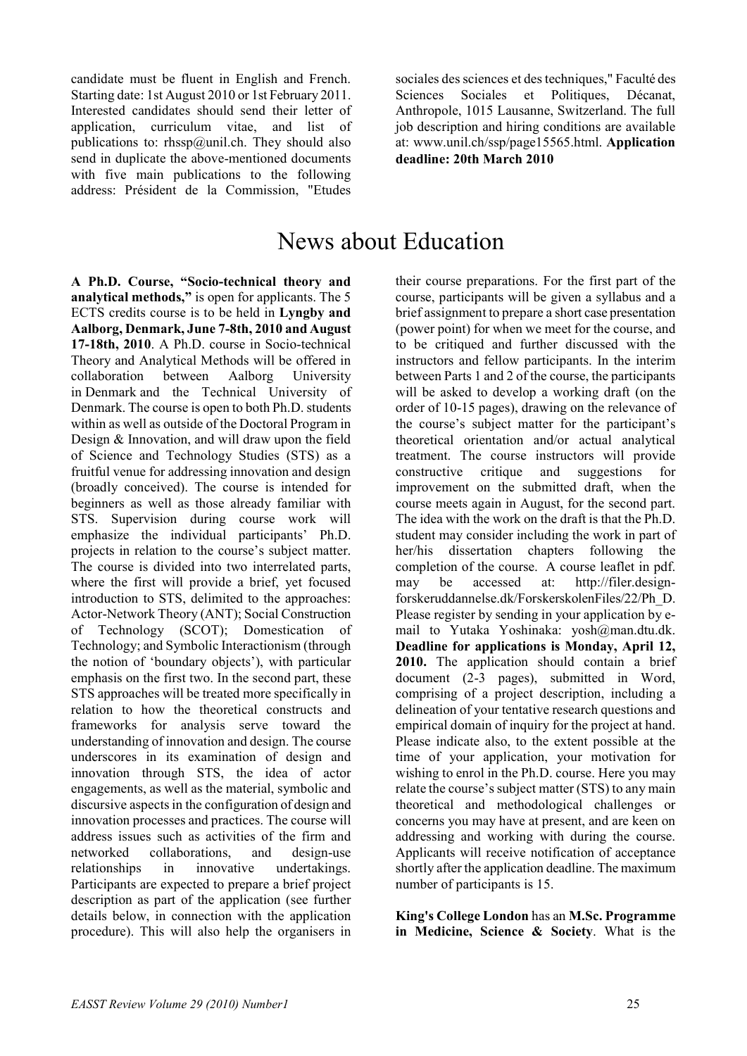candidate must be fluent in English and French. Starting date: 1st August 2010 or 1st February 2011. Interested candidates should send their letter of application, curriculum vitae, and list of publications to: rhssp@unil.ch. They should also send in duplicate the above-mentioned documents with five main publications to the following address: Président de la Commission, "Etudes sociales des sciences et des techniques," Faculté des Sciences Sociales et Politiques, Décanat, Anthropole, 1015 Lausanne, Switzerland. The full job description and hiring conditions are available at: www.unil.ch/ssp/page15565.html. **Application deadline: 20th March 2010**

# News about Education

**A Ph.D. Course, "Socio-technical theory and analytical methods,"** is open for applicants. The 5 ECTS credits course is to be held in **Lyngby and Aalborg, Denmark, June 7-8th, 2010 and August 17-18th, 2010**. A Ph.D. course in Socio-technical Theory and Analytical Methods will be offered in collaboration between Aalborg University in Denmark and the Technical University of Denmark. The course is open to both Ph.D. students within as well as outside of the Doctoral Program in Design & Innovation, and will draw upon the field of Science and Technology Studies (STS) as a fruitful venue for addressing innovation and design (broadly conceived). The course is intended for beginners as well as those already familiar with STS. Supervision during course work will emphasize the individual participants' Ph.D. projects in relation to the course's subject matter. The course is divided into two interrelated parts, where the first will provide a brief, yet focused introduction to STS, delimited to the approaches: Actor-Network Theory (ANT); Social Construction of Technology (SCOT); Domestication of Technology; and Symbolic Interactionism (through the notion of 'boundary objects'), with particular emphasis on the first two. In the second part, these STS approaches will be treated more specifically in relation to how the theoretical constructs and frameworks for analysis serve toward the understanding of innovation and design. The course underscores in its examination of design and innovation through STS, the idea of actor engagements, as well as the material, symbolic and discursive aspects in the configuration of design and innovation processes and practices. The course will address issues such as activities of the firm and networked collaborations, and design-use relationships in innovative undertakings. Participants are expected to prepare a brief project description as part of the application (see further details below, in connection with the application procedure). This will also help the organisers in their course preparations. For the first part of the course, participants will be given a syllabus and a brief assignment to prepare a short case presentation (power point) for when we meet for the course, and to be critiqued and further discussed with the instructors and fellow participants. In the interim between Parts 1 and 2 of the course, the participants will be asked to develop a working draft (on the order of 10-15 pages), drawing on the relevance of the course's subject matter for the participant's theoretical orientation and/or actual analytical treatment. The course instructors will provide constructive critique and suggestions for improvement on the submitted draft, when the course meets again in August, for the second part. The idea with the work on the draft is that the Ph.D. student may consider including the work in part of her/his dissertation chapters following the completion of the course. A course leaflet in pdf. may be accessed at: http://filer.design-forskeruddannelse.dk/ForskerskolenFiles/22/Ph_D. Please register by sending in your application by e-mail to Yutaka Yoshinaka: yosh@man.dtu.dk. **Deadline for applications is Monday, April 12, 2010.** The application should contain a brief document (2-3 pages), submitted in Word, comprising of a project description, including a delineation of your tentative research questions and empirical domain of inquiry for the project at hand. Please indicate also, to the extent possible at the time of your application, your motivation for wishing to enrol in the Ph.D. course. Here you may relate the course's subject matter (STS) to any main theoretical and methodological challenges or concerns you may have at present, and are keen on addressing and working with during the course. Applicants will receive notification of acceptance shortly after the application deadline. The maximum number of participants is 15.

**King's College London** has an **M.Sc. Programme in Medicine, Science & Society**. What is the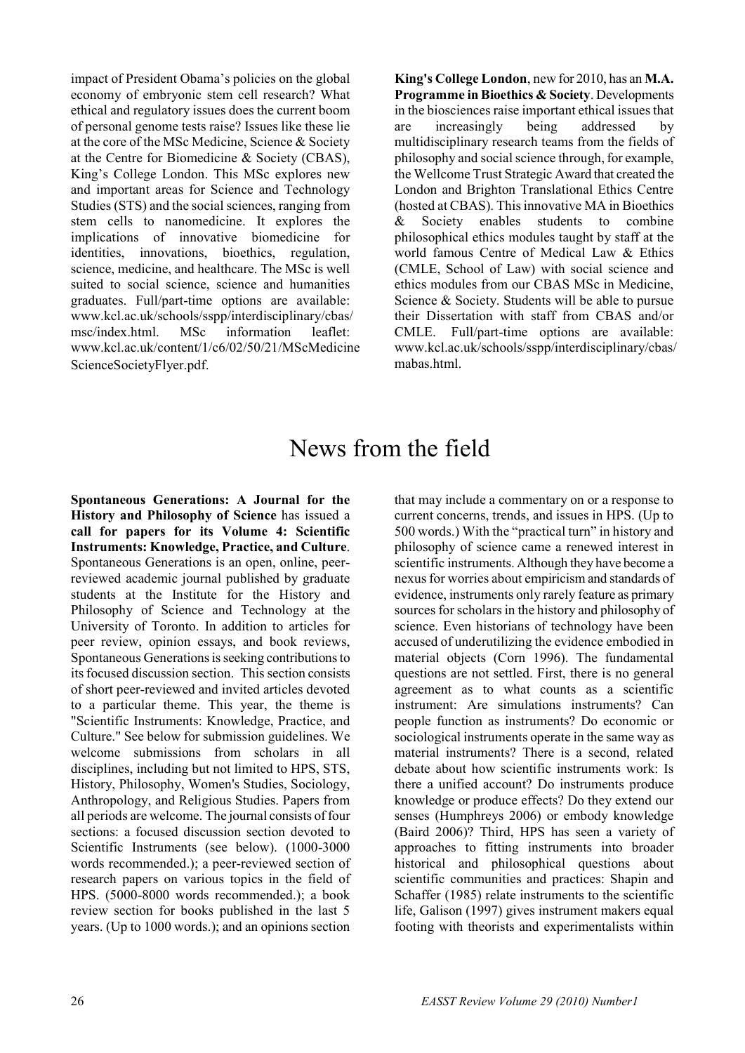impact of President Obama's policies on the global economy of embryonic stem cell research? What ethical and regulatory issues does the current boom of personal genome tests raise? Issues like these lie at the core of the MSc Medicine, Science & Society at the Centre for Biomedicine & Society (CBAS), King's College London. This MSc explores new and important areas for Science and Technology Studies (STS) and the social sciences, ranging from stem cells to nanomedicine. It explores the implications of innovative biomedicine for identities, innovations, bioethics, regulation, science, medicine, and healthcare. The MSc is well suited to social science, science and humanities graduates. Full/part-time options are available: www.kcl.ac.uk/schools/sspp/interdisciplinary/cbas/msc/index.html. MSc information leaflet: www.kcl.ac.uk/content/1/c6/02/50/21/MScMedicineScienceSocietyFlyer.pdf.

**King's College London**, new for 2010, has an **M.A. Programme in Bioethics & Society**. Developments in the biosciences raise important ethical issues that are increasingly being addressed by multidisciplinary research teams from the fields of philosophy and social science through, for example, the Wellcome Trust Strategic Award that created the London and Brighton Translational Ethics Centre (hosted at CBAS). This innovative MA in Bioethics & Society enables students to combine philosophical ethics modules taught by staff at the world famous Centre of Medical Law & Ethics (CMLE, School of Law) with social science and ethics modules from our CBAS MSc in Medicine, Science & Society. Students will be able to pursue their Dissertation with staff from CBAS and/or CMLE. Full/part-time options are available: www.kcl.ac.uk/schools/sspp/interdisciplinary/cbas/mabas.html.

# News from the field

**Spontaneous Generations: A Journal for the History and Philosophy of Science** has issued a **call for papers for its Volume 4: Scientific Instruments: Knowledge, Practice, and Culture**. Spontaneous Generations is an open, online, peer-reviewed academic journal published by graduate students at the Institute for the History and Philosophy of Science and Technology at the University of Toronto. In addition to articles for peer review, opinion essays, and book reviews, Spontaneous Generations is seeking contributions to its focused discussion section. This section consists of short peer-reviewed and invited articles devoted to a particular theme. This year, the theme is "Scientific Instruments: Knowledge, Practice, and Culture." See below for submission guidelines. We welcome submissions from scholars in all disciplines, including but not limited to HPS, STS, History, Philosophy, Women's Studies, Sociology, Anthropology, and Religious Studies. Papers from all periods are welcome. The journal consists of four sections: a focused discussion section devoted to Scientific Instruments (see below). (1000-3000 words recommended.); a peer-reviewed section of research papers on various topics in the field of HPS. (5000-8000 words recommended.); a book review section for books published in the last 5 years. (Up to 1000 words.); and an opinions section that may include a commentary on or a response to current concerns, trends, and issues in HPS. (Up to 500 words.) With the "practical turn" in history and philosophy of science came a renewed interest in scientific instruments. Although they have become a nexus for worries about empiricism and standards of evidence, instruments only rarely feature as primary sources for scholars in the history and philosophy of science. Even historians of technology have been accused of underutilizing the evidence embodied in material objects (Corn 1996). The fundamental questions are not settled. First, there is no general agreement as to what counts as a scientific instrument: Are simulations instruments? Can people function as instruments? Do economic or sociological instruments operate in the same way as material instruments? There is a second, related debate about how scientific instruments work: Is there a unified account? Do instruments produce knowledge or produce effects? Do they extend our senses (Humphreys 2006) or embody knowledge (Baird 2006)? Third, HPS has seen a variety of approaches to fitting instruments into broader historical and philosophical questions about scientific communities and practices: Shapin and Schaffer (1985) relate instruments to the scientific life, Galison (1997) gives instrument makers equal footing with theorists and experimentalists within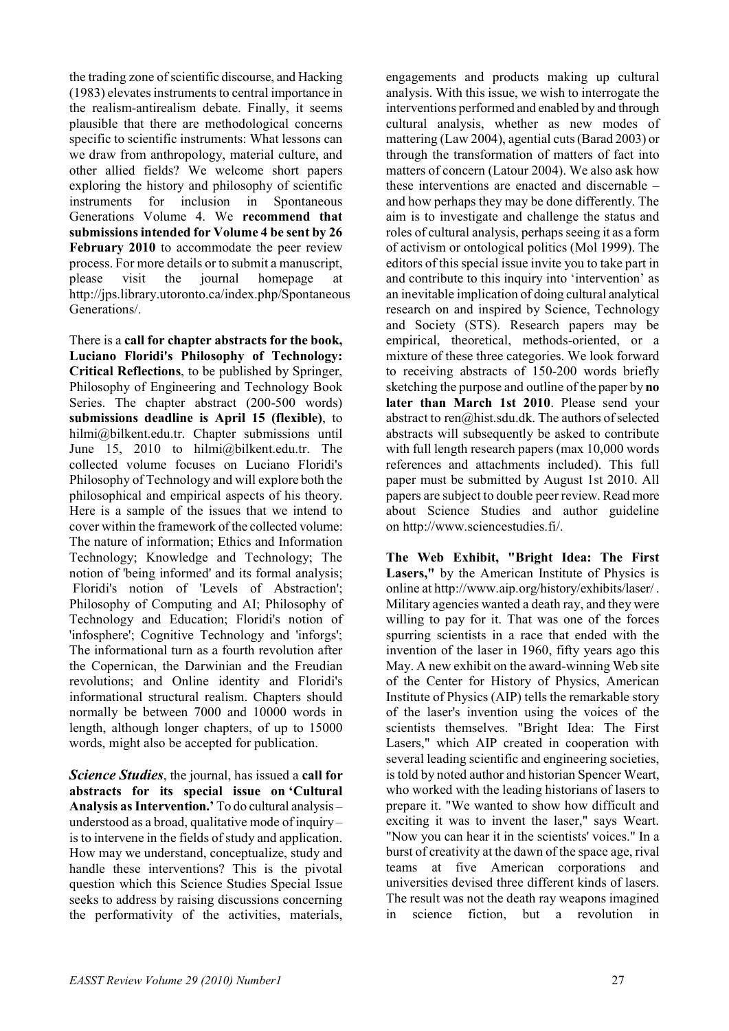the trading zone of scientific discourse, and Hacking (1983) elevates instruments to central importance in the realism-antirealism debate. Finally, it seems plausible that there are methodological concerns specific to scientific instruments: What lessons can we draw from anthropology, material culture, and other allied fields? We welcome short papers exploring the history and philosophy of scientific instruments for inclusion in Spontaneous Generations Volume 4. We **recommend that submissions intended for Volume 4 be sent by 26 February 2010** to accommodate the peer review process. For more details or to submit a manuscript, please visit the journal homepage at http://jps.library.utoronto.ca/index.php/Spontaneous Generations/.

There is a **call for chapter abstracts for the book, Luciano Floridi's Philosophy of Technology: Critical Reflections**, to be published by Springer, Philosophy of Engineering and Technology Book Series. The chapter abstract (200-500 words) **submissions deadline is April 15 (flexible)**, to hilmi@bilkent.edu.tr. Chapter submissions until June 15, 2010 to hilmi@bilkent.edu.tr. The collected volume focuses on Luciano Floridi's Philosophy of Technology and will explore both the philosophical and empirical aspects of his theory. Here is a sample of the issues that we intend to cover within the framework of the collected volume: The nature of information; Ethics and Information Technology; Knowledge and Technology; The notion of 'being informed' and its formal analysis; Floridi's notion of 'Levels of Abstraction'; Philosophy of Computing and AI; Philosophy of Technology and Education; Floridi's notion of 'infosphere'; Cognitive Technology and 'inforgs'; The informational turn as a fourth revolution after the Copernican, the Darwinian and the Freudian revolutions; and Online identity and Floridi's informational structural realism. Chapters should normally be between 7000 and 10000 words in length, although longer chapters, of up to 15000 words, might also be accepted for publication.

***Science Studies***, the journal, has issued a **call for abstracts for its special issue on 'Cultural Analysis as Intervention.'** To do cultural analysis – understood as a broad, qualitative mode of inquiry – is to intervene in the fields of study and application. How may we understand, conceptualize, study and handle these interventions? This is the pivotal question which this Science Studies Special Issue seeks to address by raising discussions concerning the performativity of the activities, materials, engagements and products making up cultural analysis. With this issue, we wish to interrogate the interventions performed and enabled by and through cultural analysis, whether as new modes of mattering (Law 2004), agential cuts (Barad 2003) or through the transformation of matters of fact into matters of concern (Latour 2004). We also ask how these interventions are enacted and discernable – and how perhaps they may be done differently. The aim is to investigate and challenge the status and roles of cultural analysis, perhaps seeing it as a form of activism or ontological politics (Mol 1999). The editors of this special issue invite you to take part in and contribute to this inquiry into 'intervention' as an inevitable implication of doing cultural analytical research on and inspired by Science, Technology and Society (STS). Research papers may be empirical, theoretical, methods-oriented, or a mixture of these three categories. We look forward to receiving abstracts of 150-200 words briefly sketching the purpose and outline of the paper by **no later than March 1st 2010**. Please send your abstract to ren@hist.sdu.dk. The authors of selected abstracts will subsequently be asked to contribute with full length research papers (max 10,000 words references and attachments included). This full paper must be submitted by August 1st 2010. All papers are subject to double peer review. Read more about Science Studies and author guideline on http://www.sciencestudies.fi/.

**The Web Exhibit, "Bright Idea: The First Lasers,"** by the American Institute of Physics is online at http://www.aip.org/history/exhibits/laser/ . Military agencies wanted a death ray, and they were willing to pay for it. That was one of the forces spurring scientists in a race that ended with the invention of the laser in 1960, fifty years ago this May. A new exhibit on the award-winning Web site of the Center for History of Physics, American Institute of Physics (AIP) tells the remarkable story of the laser's invention using the voices of the scientists themselves. "Bright Idea: The First Lasers," which AIP created in cooperation with several leading scientific and engineering societies, is told by noted author and historian Spencer Weart, who worked with the leading historians of lasers to prepare it. "We wanted to show how difficult and exciting it was to invent the laser," says Weart. "Now you can hear it in the scientists' voices." In a burst of creativity at the dawn of the space age, rival teams at five American corporations and universities devised three different kinds of lasers. The result was not the death ray weapons imagined in science fiction, but a revolution in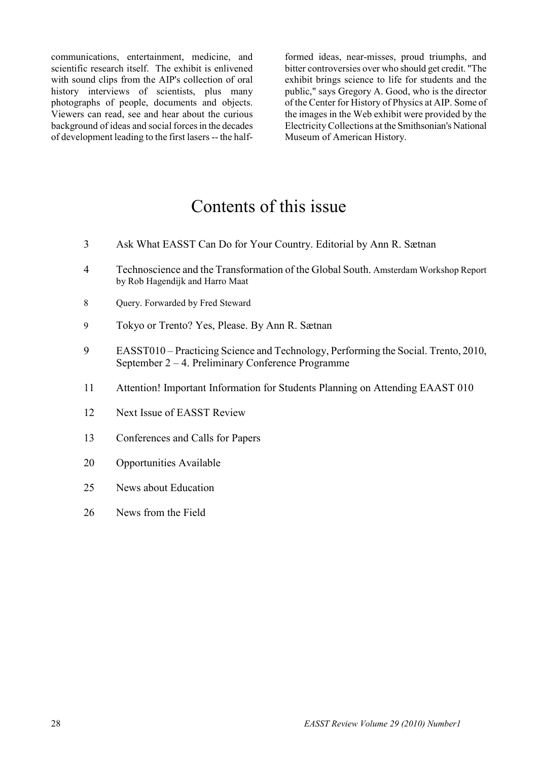communications, entertainment, medicine, and scientific research itself. The exhibit is enlivened with sound clips from the AIP's collection of oral history interviews of scientists, plus many photographs of people, documents and objects. Viewers can read, see and hear about the curious background of ideas and social forces in the decades of development leading to the first lasers -- the half-formed ideas, near-misses, proud triumphs, and bitter controversies over who should get credit. "The exhibit brings science to life for students and the public," says Gregory A. Good, who is the director of the Center for History of Physics at AIP. Some of the images in the Web exhibit were provided by the Electricity Collections at the Smithsonian's National Museum of American History.

# Contents of this issue

| | |
|---|---|
| 3 | Ask What EASST Can Do for Your Country. Editorial by Ann R. Sætnan |
| 4 | Technoscience and the Transformation of the Global South. Amsterdam Workshop Report by Rob Hagendijk and Harro Maat |
| 8 | Query. Forwarded by Fred Steward |
| 9 | Tokyo or Trento? Yes, Please. By Ann R. Sætnan |
| 9 | EASST010 – Practicing Science and Technology, Performing the Social. Trento, 2010, September 2 – 4. Preliminary Conference Programme |
| 11 | Attention! Important Information for Students Planning on Attending EAAST 010 |
| 12 | Next Issue of EASST Review |
| 13 | Conferences and Calls for Papers |
| 20 | Opportunities Available |
| 25 | News about Education |
| 26 | News from the Field |